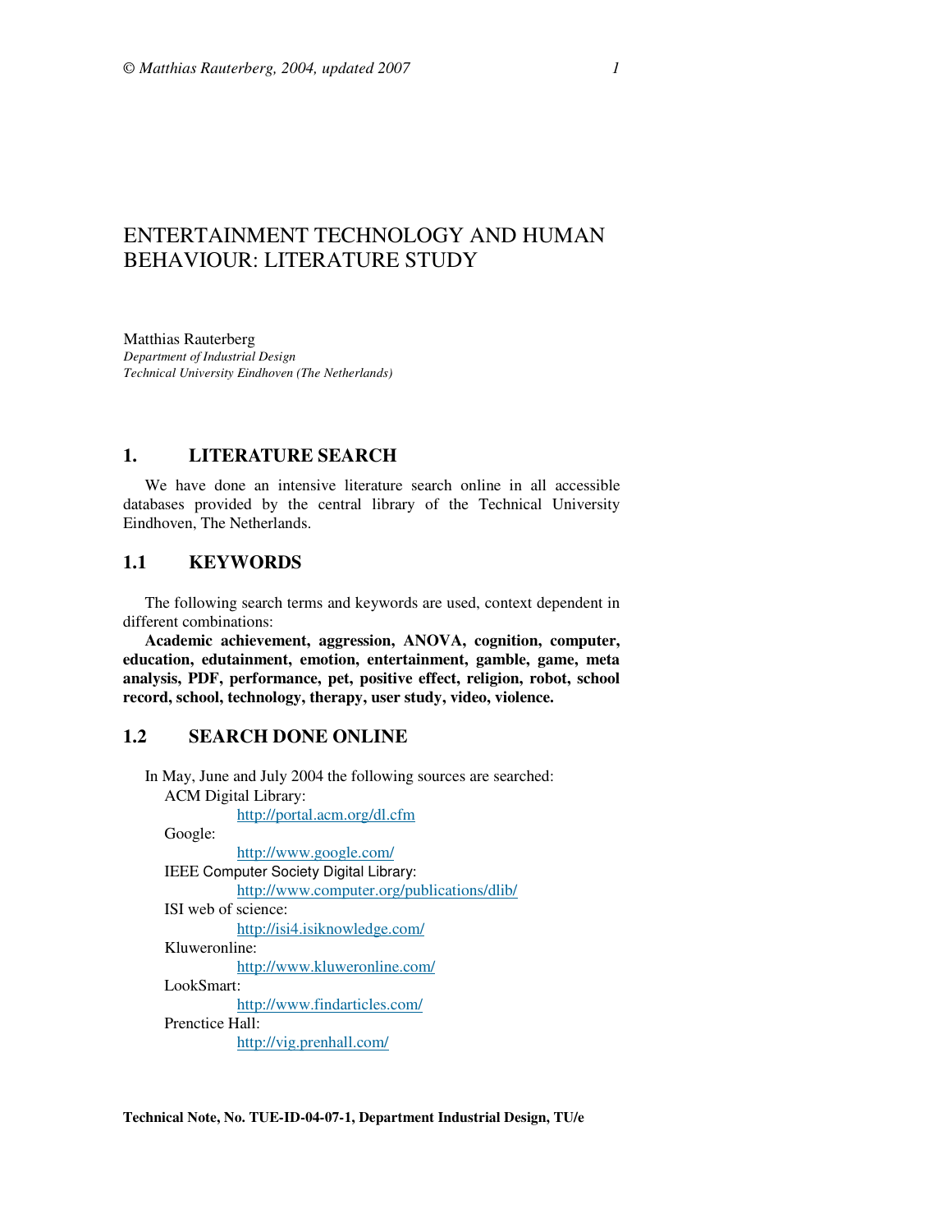# ENTERTAINMENT TECHNOLOGY AND HUMAN BEHAVIOUR: LITERATURE STUDY

Matthias Rauterberg
*Department of Industrial Design*
*Technical University Eindhoven (The Netherlands)*

## 1. LITERATURE SEARCH

We have done an intensive literature search online in all accessible databases provided by the central library of the Technical University Eindhoven, The Netherlands.

### 1.1 KEYWORDS

The following search terms and keywords are used, context dependent in different combinations:

**Academic achievement, aggression, ANOVA, cognition, computer, education, edutainment, emotion, entertainment, gamble, game, meta analysis, PDF, performance, pet, positive effect, religion, robot, school record, school, technology, therapy, user study, video, violence.**

### 1.2 SEARCH DONE ONLINE

In May, June and July 2004 the following sources are searched:

- ACM Digital Library:
  - http://portal.acm.org/dl.cfm
- Google:
  - http://www.google.com/
- IEEE Computer Society Digital Library:
  - http://www.computer.org/publications/dlib/
- ISI web of science:
  - http://isi4.isiknowledge.com/
- Kluweronline:
  - http://www.kluweronline.com/
- LookSmart:
  - http://www.findarticles.com/
- Prenctice Hall:
  - http://vig.prenhall.com/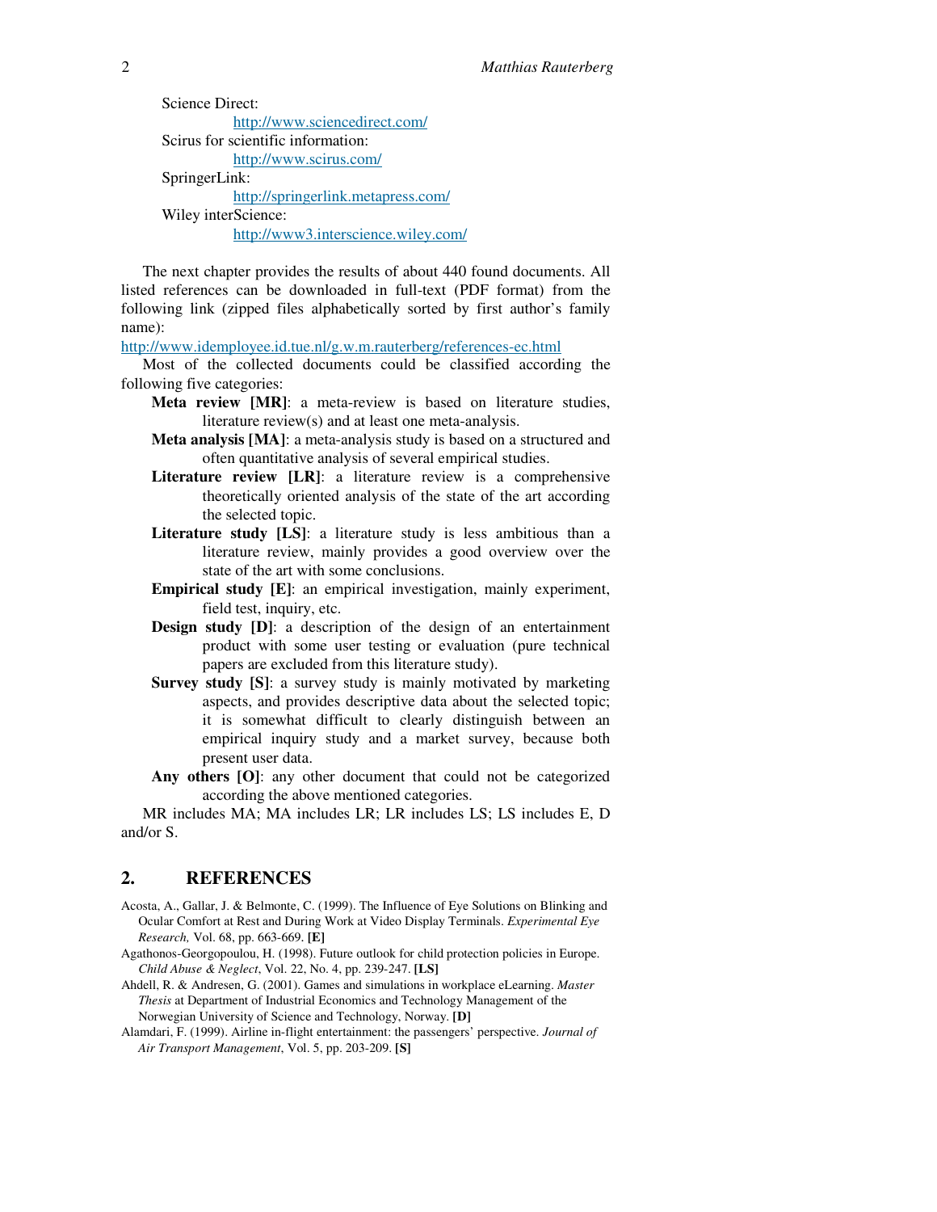Science Direct:
 http://www.sciencedirect.com/
Scirus for scientific information:
 http://www.scirus.com/
SpringerLink:
 http://springerlink.metapress.com/
Wiley interScience:
 http://www3.interscience.wiley.com/

The next chapter provides the results of about 440 found documents. All listed references can be downloaded in full-text (PDF format) from the following link (zipped files alphabetically sorted by first author's family name):
http://www.idemployee.id.tue.nl/g.w.m.rauterberg/references-ec.html

Most of the collected documents could be classified according the following five categories:

- **Meta review [MR]**: a meta-review is based on literature studies, literature review(s) and at least one meta-analysis.
- **Meta analysis [MA]**: a meta-analysis study is based on a structured and often quantitative analysis of several empirical studies.
- **Literature review [LR]**: a literature review is a comprehensive theoretically oriented analysis of the state of the art according the selected topic.
- **Literature study [LS]**: a literature study is less ambitious than a literature review, mainly provides a good overview over the state of the art with some conclusions.
- **Empirical study [E]**: an empirical investigation, mainly experiment, field test, inquiry, etc.
- **Design study [D]**: a description of the design of an entertainment product with some user testing or evaluation (pure technical papers are excluded from this literature study).
- **Survey study [S]**: a survey study is mainly motivated by marketing aspects, and provides descriptive data about the selected topic; it is somewhat difficult to clearly distinguish between an empirical inquiry study and a market survey, because both present user data.
- **Any others [O]**: any other document that could not be categorized according the above mentioned categories.

MR includes MA; MA includes LR; LR includes LS; LS includes E, D and/or S.

## 2. REFERENCES

Acosta, A., Gallar, J. & Belmonte, C. (1999). The Influence of Eye Solutions on Blinking and Ocular Comfort at Rest and During Work at Video Display Terminals. *Experimental Eye Research,* Vol. 68, pp. 663-669. **[E]**

Agathonos-Georgopoulou, H. (1998). Future outlook for child protection policies in Europe. *Child Abuse & Neglect*, Vol. 22, No. 4, pp. 239-247. **[LS]**

Ahdell, R. & Andresen, G. (2001). Games and simulations in workplace eLearning. *Master Thesis* at Department of Industrial Economics and Technology Management of the Norwegian University of Science and Technology, Norway. **[D]**

Alamdari, F. (1999). Airline in-flight entertainment: the passengers' perspective. *Journal of Air Transport Management*, Vol. 5, pp. 203-209. **[S]**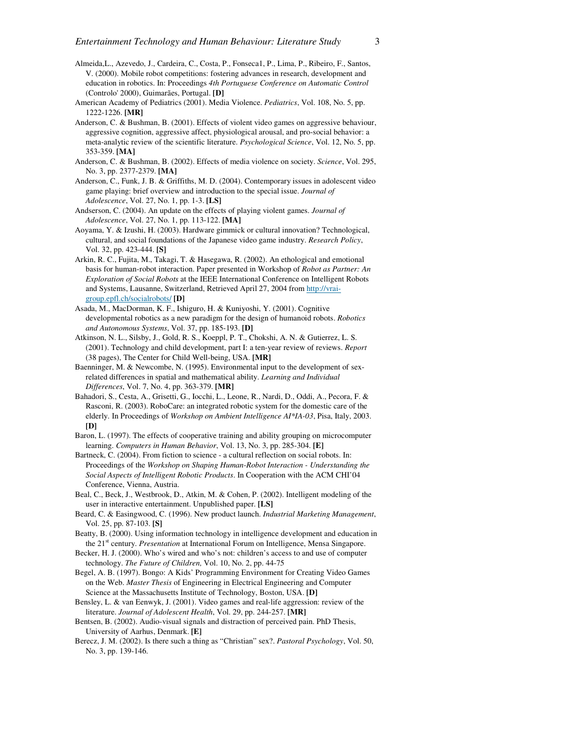Almeida,L., Azevedo, J., Cardeira, C., Costa, P., Fonseca1, P., Lima, P., Ribeiro, F., Santos, V. (2000). Mobile robot competitions: fostering advances in research, development and education in robotics. In: Proceedings *4th Portuguese Conference on Automatic Control* (Controlo' 2000), Guimarães, Portugal. **[D]**

American Academy of Pediatrics (2001). Media Violence. *Pediatrics*, Vol. 108, No. 5, pp. 1222-1226. **[MR]**

Anderson, C. & Bushman, B. (2001). Effects of violent video games on aggressive behaviour, aggressive cognition, aggressive affect, physiological arousal, and pro-social behavior: a meta-analytic review of the scientific literature. *Psychological Science*, Vol. 12, No. 5, pp. 353-359. **[MA]**

Anderson, C. & Bushman, B. (2002). Effects of media violence on society. *Science*, Vol. 295, No. 3, pp. 2377-2379. **[MA]**

Anderson, C., Funk, J. B. & Griffiths, M. D. (2004). Contemporary issues in adolescent video game playing: brief overview and introduction to the special issue. *Journal of Adolescence*, Vol. 27, No. 1, pp. 1-3. **[LS]**

Andserson, C. (2004). An update on the effects of playing violent games. *Journal of Adolescence*, Vol. 27, No. 1, pp. 113-122. **[MA]**

Aoyama, Y. & Izushi, H. (2003). Hardware gimmick or cultural innovation? Technological, cultural, and social foundations of the Japanese video game industry. *Research Policy*, Vol. 32, pp. 423-444. **[S]**

Arkin, R. C., Fujita, M., Takagi, T. & Hasegawa, R. (2002). An ethological and emotional basis for human-robot interaction. Paper presented in Workshop of *Robot as Partner: An Exploration of Social Robots* at the IEEE International Conference on Intelligent Robots and Systems, Lausanne, Switzerland, Retrieved April 27, 2004 from http://vrai-group.epfl.ch/socialrobots/ **[D]**

Asada, M., MacDorman, K. F., Ishiguro, H. & Kuniyoshi, Y. (2001). Cognitive developmental robotics as a new paradigm for the design of humanoid robots. *Robotics and Autonomous Systems*, Vol. 37, pp. 185-193. **[D]**

Atkinson, N. L., Silsby, J., Gold, R. S., Koeppl, P. T., Chokshi, A. N. & Gutierrez, L. S. (2001). Technology and child development, part I: a ten-year review of reviews. *Report* (38 pages), The Center for Child Well-being, USA. **[MR]**

Baenninger, M. & Newcombe, N. (1995). Environmental input to the development of sex-related differences in spatial and mathematical ability. *Learning and Individual Differences*, Vol. 7, No. 4, pp. 363-379. **[MR]**

Bahadori, S., Cesta, A., Grisetti, G., Iocchi, L., Leone, R., Nardi, D., Oddi, A., Pecora, F. & Rasconi, R. (2003). RoboCare: an integrated robotic system for the domestic care of the elderly. In Proceedings of *Workshop on Ambient Intelligence AI*IA-03*, Pisa, Italy, 2003. **[D]**

Baron, L. (1997). The effects of cooperative training and ability grouping on microcomputer learning. *Computers in Human Behavior*, Vol. 13, No. 3, pp. 285-304. **[E]**

Bartneck, C. (2004). From fiction to science - a cultural reflection on social robots. In: Proceedings of the *Workshop on Shaping Human-Robot Interaction - Understanding the Social Aspects of Intelligent Robotic Products*. In Cooperation with the ACM CHI'04 Conference, Vienna, Austria.

Beal, C., Beck, J., Westbrook, D., Atkin, M. & Cohen, P. (2002). Intelligent modeling of the user in interactive entertainment. Unpublished paper. **[LS]**

Beard, C. & Easingwood, C. (1996). New product launch. *Industrial Marketing Management*, Vol. 25, pp. 87-103. **[S]**

Beatty, B. (2000). Using information technology in intelligence development and education in the 21st century. *Presentation* at International Forum on Intelligence, Mensa Singapore.

Becker, H. J. (2000). Who's wired and who's not: children's access to and use of computer technology. *The Future of Children,* Vol. 10, No. 2, pp. 44-75

Begel, A. B. (1997). Bongo: A Kids' Programming Environment for Creating Video Games on the Web. *Master Thesis* of Engineering in Electrical Engineering and Computer Science at the Massachusetts Institute of Technology, Boston, USA. **[D]**

Bensley, L. & van Eenwyk, J. (2001). Video games and real-life aggression: review of the literature. *Journal of Adolescent Health*, Vol. 29, pp. 244-257. **[MR]**

Bentsen, B. (2002). Audio-visual signals and distraction of perceived pain. PhD Thesis, University of Aarhus, Denmark. **[E]**

Berecz, J. M. (2002). Is there such a thing as "Christian" sex?. *Pastoral Psychology*, Vol. 50, No. 3, pp. 139-146.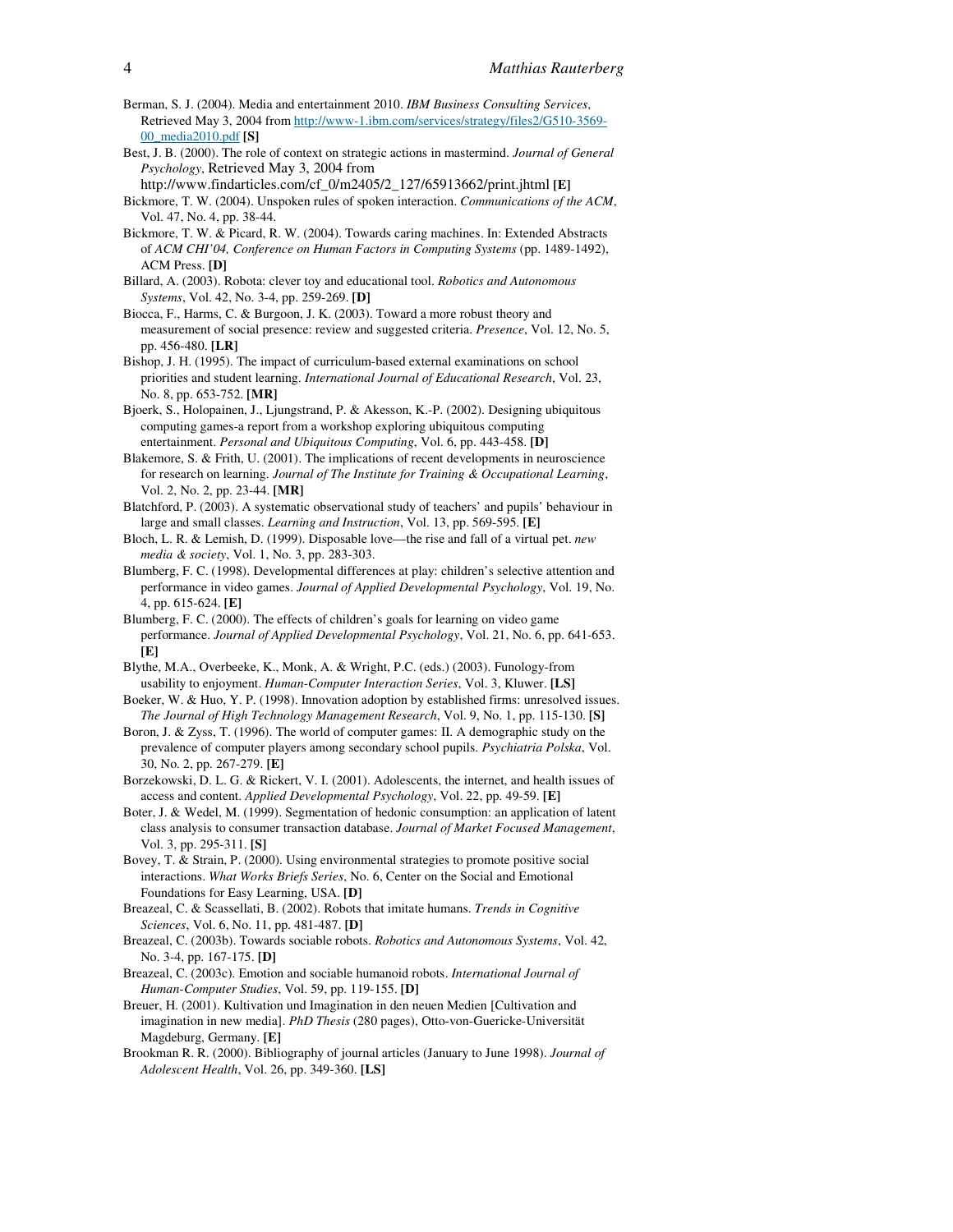Berman, S. J. (2004). Media and entertainment 2010. *IBM Business Consulting Services*, Retrieved May 3, 2004 from http://www-1.ibm.com/services/strategy/files2/G510-3569-00_media2010.pdf **[S]**

Best, J. B. (2000). The role of context on strategic actions in mastermind. *Journal of General Psychology*, Retrieved May 3, 2004 from http://www.findarticles.com/cf_0/m2405/2_127/65913662/print.jhtml **[E]**

Bickmore, T. W. (2004). Unspoken rules of spoken interaction. *Communications of the ACM*, Vol. 47, No. 4, pp. 38-44.

Bickmore, T. W. & Picard, R. W. (2004). Towards caring machines. In: Extended Abstracts of *ACM CHI'04, Conference on Human Factors in Computing Systems* (pp. 1489-1492), ACM Press. **[D]**

Billard, A. (2003). Robota: clever toy and educational tool. *Robotics and Autonomous Systems*, Vol. 42, No. 3-4, pp. 259-269. **[D]**

Biocca, F., Harms, C. & Burgoon, J. K. (2003). Toward a more robust theory and measurement of social presence: review and suggested criteria. *Presence*, Vol. 12, No. 5, pp. 456-480. **[LR]**

Bishop, J. H. (1995). The impact of curriculum-based external examinations on school priorities and student learning. *International Journal of Educational Research*, Vol. 23, No. 8, pp. 653-752. **[MR]**

Bjoerk, S., Holopainen, J., Ljungstrand, P. & Akesson, K.-P. (2002). Designing ubiquitous computing games-a report from a workshop exploring ubiquitous computing entertainment. *Personal and Ubiquitous Computing*, Vol. 6, pp. 443-458. **[D]**

Blakemore, S. & Frith, U. (2001). The implications of recent developments in neuroscience for research on learning. *Journal of The Institute for Training & Occupational Learning*, Vol. 2, No. 2, pp. 23-44. **[MR]**

Blatchford, P. (2003). A systematic observational study of teachers' and pupils' behaviour in large and small classes. *Learning and Instruction*, Vol. 13, pp. 569-595. **[E]**

Bloch, L. R. & Lemish, D. (1999). Disposable love—the rise and fall of a virtual pet. *new media & society*, Vol. 1, No. 3, pp. 283-303.

Blumberg, F. C. (1998). Developmental differences at play: children's selective attention and performance in video games. *Journal of Applied Developmental Psychology*, Vol. 19, No. 4, pp. 615-624. **[E]**

Blumberg, F. C. (2000). The effects of children's goals for learning on video game performance. *Journal of Applied Developmental Psychology*, Vol. 21, No. 6, pp. 641-653. **[E]**

Blythe, M.A., Overbeeke, K., Monk, A. & Wright, P.C. (eds.) (2003). Funology-from usability to enjoyment. *Human-Computer Interaction Series*, Vol. 3, Kluwer. **[LS]**

Boeker, W. & Huo, Y. P. (1998). Innovation adoption by established firms: unresolved issues. *The Journal of High Technology Management Research*, Vol. 9, No. 1, pp. 115-130. **[S]**

Boron, J. & Zyss, T. (1996). The world of computer games: II. A demographic study on the prevalence of computer players among secondary school pupils. *Psychiatria Polska*, Vol. 30, No. 2, pp. 267-279. **[E]**

Borzekowski, D. L. G. & Rickert, V. I. (2001). Adolescents, the internet, and health issues of access and content. *Applied Developmental Psychology*, Vol. 22, pp. 49-59. **[E]**

Boter, J. & Wedel, M. (1999). Segmentation of hedonic consumption: an application of latent class analysis to consumer transaction database. *Journal of Market Focused Management*, Vol. 3, pp. 295-311. **[S]**

Bovey, T. & Strain, P. (2000). Using environmental strategies to promote positive social interactions. *What Works Briefs Series*, No. 6, Center on the Social and Emotional Foundations for Easy Learning, USA. **[D]**

Breazeal, C. & Scassellati, B. (2002). Robots that imitate humans. *Trends in Cognitive Sciences*, Vol. 6, No. 11, pp. 481-487. **[D]**

Breazeal, C. (2003b). Towards sociable robots. *Robotics and Autonomous Systems*, Vol. 42, No. 3-4, pp. 167-175. **[D]**

Breazeal, C. (2003c). Emotion and sociable humanoid robots. *International Journal of Human-Computer Studies*, Vol. 59, pp. 119-155. **[D]**

Breuer, H. (2001). Kultivation und Imagination in den neuen Medien [Cultivation and imagination in new media]. *PhD Thesis* (280 pages), Otto-von-Guericke-Universität Magdeburg, Germany. **[E]**

Brookman R. R. (2000). Bibliography of journal articles (January to June 1998). *Journal of Adolescent Health*, Vol. 26, pp. 349-360. **[LS]**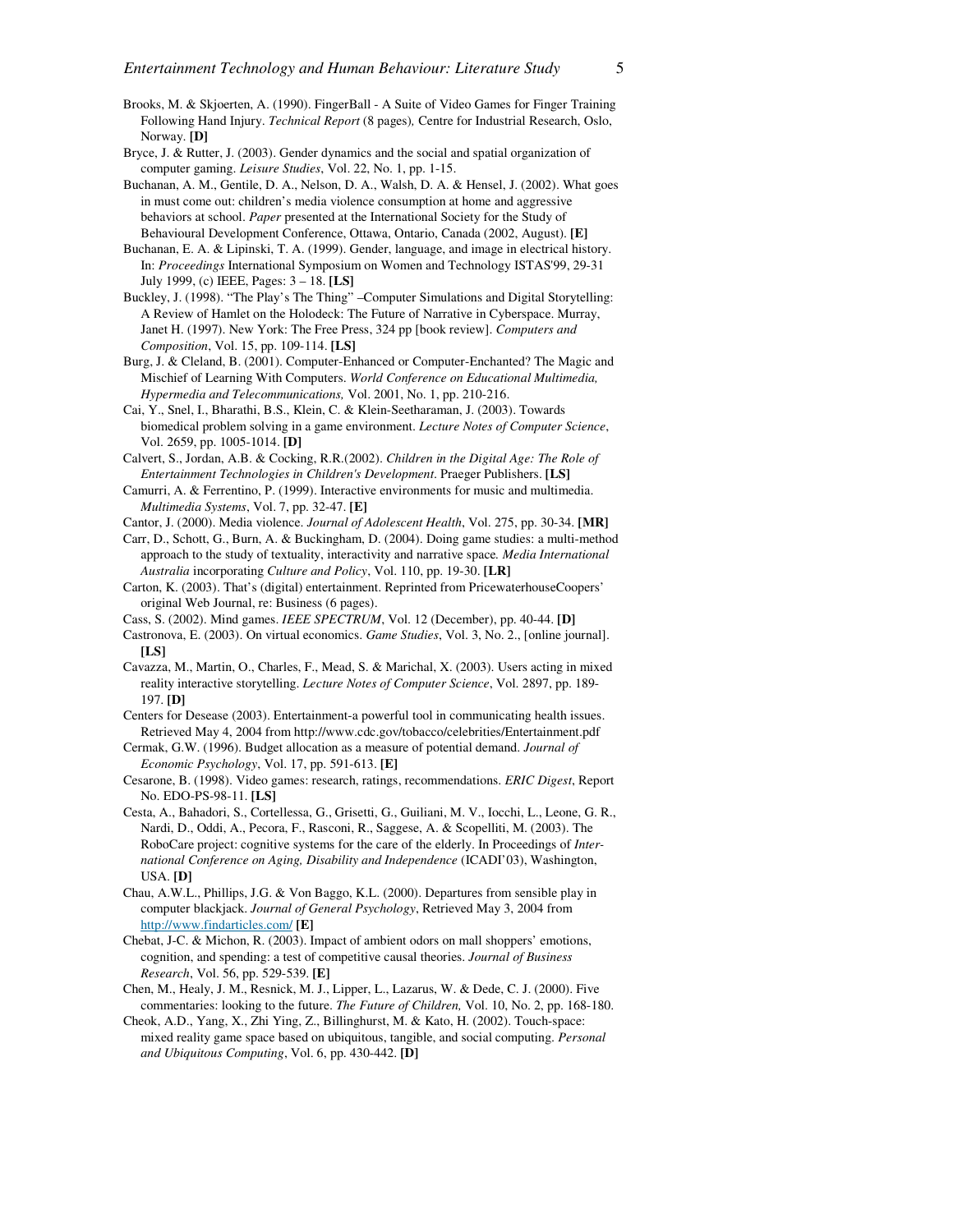Brooks, M. & Skjoerten, A. (1990). FingerBall - A Suite of Video Games for Finger Training Following Hand Injury. *Technical Report* (8 pages)*,* Centre for Industrial Research, Oslo, Norway. **[D]**

Bryce, J. & Rutter, J. (2003). Gender dynamics and the social and spatial organization of computer gaming. *Leisure Studies*, Vol. 22, No. 1, pp. 1-15.

Buchanan, A. M., Gentile, D. A., Nelson, D. A., Walsh, D. A. & Hensel, J. (2002). What goes in must come out: children's media violence consumption at home and aggressive behaviors at school. *Paper* presented at the International Society for the Study of Behavioural Development Conference, Ottawa, Ontario, Canada (2002, August). **[E]**

Buchanan, E. A. & Lipinski, T. A. (1999). Gender, language, and image in electrical history. In: *Proceedings* International Symposium on Women and Technology ISTAS'99, 29-31 July 1999, (c) IEEE, Pages: 3 – 18. **[LS]**

Buckley, J. (1998). "The Play's The Thing" –Computer Simulations and Digital Storytelling: A Review of Hamlet on the Holodeck: The Future of Narrative in Cyberspace. Murray, Janet H. (1997). New York: The Free Press, 324 pp [book review]. *Computers and Composition*, Vol. 15, pp. 109-114. **[LS]**

Burg, J. & Cleland, B. (2001). Computer-Enhanced or Computer-Enchanted? The Magic and Mischief of Learning With Computers. *World Conference on Educational Multimedia, Hypermedia and Telecommunications,* Vol. 2001, No. 1, pp. 210-216.

Cai, Y., Snel, I., Bharathi, B.S., Klein, C. & Klein-Seetharaman, J. (2003). Towards biomedical problem solving in a game environment. *Lecture Notes of Computer Science*, Vol. 2659, pp. 1005-1014. **[D]**

Calvert, S., Jordan, A.B. & Cocking, R.R.(2002). *Children in the Digital Age: The Role of Entertainment Technologies in Children's Development*. Praeger Publishers. **[LS]**

Camurri, A. & Ferrentino, P. (1999). Interactive environments for music and multimedia. *Multimedia Systems*, Vol. 7, pp. 32-47. **[E]**

Cantor, J. (2000). Media violence. *Journal of Adolescent Health*, Vol. 275, pp. 30-34. **[MR]**

Carr, D., Schott, G., Burn, A. & Buckingham, D. (2004). Doing game studies: a multi-method approach to the study of textuality, interactivity and narrative space*. Media International Australia* incorporating *Culture and Policy*, Vol. 110, pp. 19-30. **[LR]**

Carton, K. (2003). That's (digital) entertainment. Reprinted from PricewaterhouseCoopers' original Web Journal, re: Business (6 pages).

Cass, S. (2002). Mind games. *IEEE SPECTRUM*, Vol. 12 (December), pp. 40-44. **[D]**

Castronova, E. (2003). On virtual economics. *Game Studies*, Vol. 3, No. 2., [online journal]. **[LS]**

Cavazza, M., Martin, O., Charles, F., Mead, S. & Marichal, X. (2003). Users acting in mixed reality interactive storytelling. *Lecture Notes of Computer Science*, Vol. 2897, pp. 189-197. **[D]**

Centers for Desease (2003). Entertainment-a powerful tool in communicating health issues. Retrieved May 4, 2004 from http://www.cdc.gov/tobacco/celebrities/Entertainment.pdf

Cermak, G.W. (1996). Budget allocation as a measure of potential demand. *Journal of Economic Psychology*, Vol. 17, pp. 591-613. **[E]**

Cesarone, B. (1998). Video games: research, ratings, recommendations. *ERIC Digest*, Report No. EDO-PS-98-11. **[LS]**

Cesta, A., Bahadori, S., Cortellessa, G., Grisetti, G., Guiliani, M. V., Iocchi, L., Leone, G. R., Nardi, D., Oddi, A., Pecora, F., Rasconi, R., Saggese, A. & Scopelliti, M. (2003). The RoboCare project: cognitive systems for the care of the elderly. In Proceedings of *International Conference on Aging, Disability and Independence* (ICADI'03), Washington, USA. **[D]**

Chau, A.W.L., Phillips, J.G. & Von Baggo, K.L. (2000). Departures from sensible play in computer blackjack. *Journal of General Psychology*, Retrieved May 3, 2004 from http://www.findarticles.com/ **[E]**

Chebat, J-C. & Michon, R. (2003). Impact of ambient odors on mall shoppers' emotions, cognition, and spending: a test of competitive causal theories. *Journal of Business Research*, Vol. 56, pp. 529-539. **[E]**

Chen, M., Healy, J. M., Resnick, M. J., Lipper, L., Lazarus, W. & Dede, C. J. (2000). Five commentaries: looking to the future. *The Future of Children,* Vol. 10, No. 2, pp. 168-180.

Cheok, A.D., Yang, X., Zhi Ying, Z., Billinghurst, M. & Kato, H. (2002). Touch-space: mixed reality game space based on ubiquitous, tangible, and social computing. *Personal and Ubiquitous Computing*, Vol. 6, pp. 430-442. **[D]**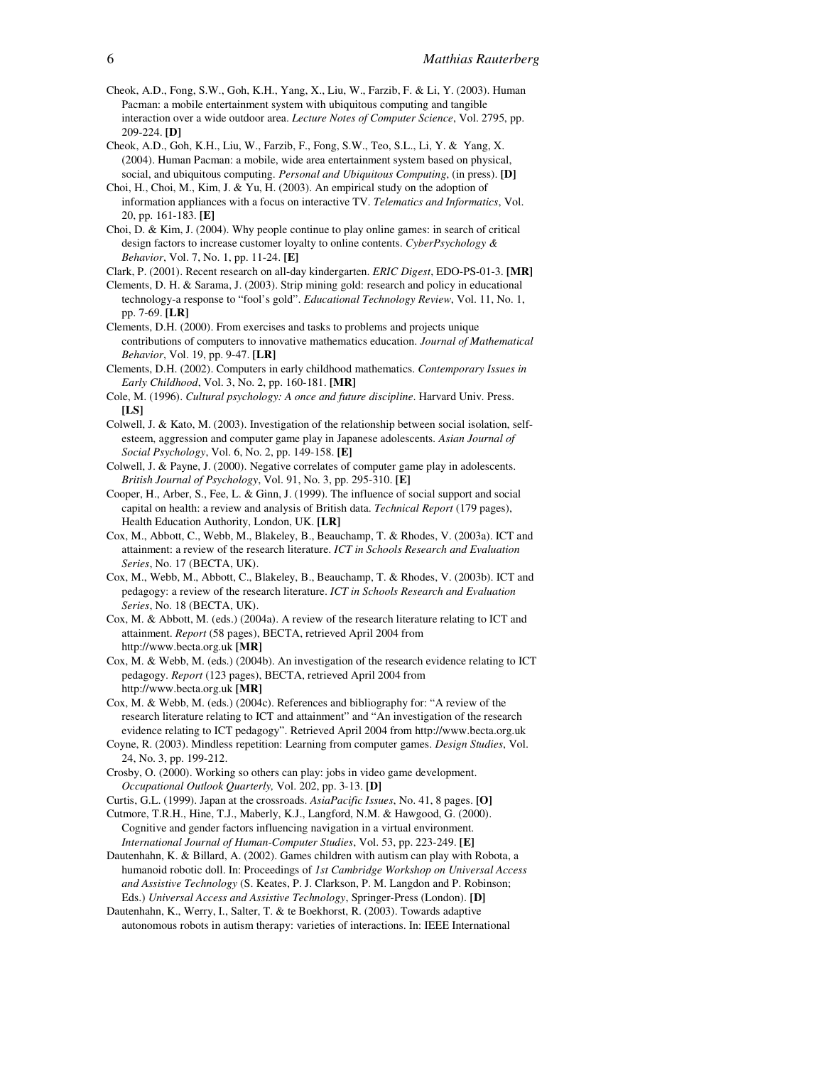Cheok, A.D., Fong, S.W., Goh, K.H., Yang, X., Liu, W., Farzib, F. & Li, Y. (2003). Human Pacman: a mobile entertainment system with ubiquitous computing and tangible interaction over a wide outdoor area. *Lecture Notes of Computer Science*, Vol. 2795, pp. 209-224. **[D]**

Cheok, A.D., Goh, K.H., Liu, W., Farzib, F., Fong, S.W., Teo, S.L., Li, Y. & Yang, X. (2004). Human Pacman: a mobile, wide area entertainment system based on physical, social, and ubiquitous computing. *Personal and Ubiquitous Computing*, (in press). **[D]**

Choi, H., Choi, M., Kim, J. & Yu, H. (2003). An empirical study on the adoption of information appliances with a focus on interactive TV. *Telematics and Informatics*, Vol. 20, pp. 161-183. **[E]**

Choi, D. & Kim, J. (2004). Why people continue to play online games: in search of critical design factors to increase customer loyalty to online contents. *CyberPsychology & Behavior*, Vol. 7, No. 1, pp. 11-24. **[E]**

Clark, P. (2001). Recent research on all-day kindergarten. *ERIC Digest*, EDO-PS-01-3. **[MR]**

Clements, D. H. & Sarama, J. (2003). Strip mining gold: research and policy in educational technology-a response to "fool's gold". *Educational Technology Review*, Vol. 11, No. 1, pp. 7-69. **[LR]**

Clements, D.H. (2000). From exercises and tasks to problems and projects unique contributions of computers to innovative mathematics education. *Journal of Mathematical Behavior*, Vol. 19, pp. 9-47. **[LR]**

Clements, D.H. (2002). Computers in early childhood mathematics. *Contemporary Issues in Early Childhood*, Vol. 3, No. 2, pp. 160-181. **[MR]**

Cole, M. (1996). *Cultural psychology: A once and future discipline*. Harvard Univ. Press. **[LS]**

Colwell, J. & Kato, M. (2003). Investigation of the relationship between social isolation, self-esteem, aggression and computer game play in Japanese adolescents. *Asian Journal of Social Psychology*, Vol. 6, No. 2, pp. 149-158. **[E]**

Colwell, J. & Payne, J. (2000). Negative correlates of computer game play in adolescents. *British Journal of Psychology*, Vol. 91, No. 3, pp. 295-310. **[E]**

Cooper, H., Arber, S., Fee, L. & Ginn, J. (1999). The influence of social support and social capital on health: a review and analysis of British data. *Technical Report* (179 pages), Health Education Authority, London, UK. **[LR]**

Cox, M., Abbott, C., Webb, M., Blakeley, B., Beauchamp, T. & Rhodes, V. (2003a). ICT and attainment: a review of the research literature. *ICT in Schools Research and Evaluation Series*, No. 17 (BECTA, UK).

Cox, M., Webb, M., Abbott, C., Blakeley, B., Beauchamp, T. & Rhodes, V. (2003b). ICT and pedagogy: a review of the research literature. *ICT in Schools Research and Evaluation Series*, No. 18 (BECTA, UK).

Cox, M. & Abbott, M. (eds.) (2004a). A review of the research literature relating to ICT and attainment. *Report* (58 pages), BECTA, retrieved April 2004 from http://www.becta.org.uk **[MR]**

Cox, M. & Webb, M. (eds.) (2004b). An investigation of the research evidence relating to ICT pedagogy. *Report* (123 pages), BECTA, retrieved April 2004 from http://www.becta.org.uk **[MR]**

Cox, M. & Webb, M. (eds.) (2004c). References and bibliography for: "A review of the research literature relating to ICT and attainment" and "An investigation of the research evidence relating to ICT pedagogy". Retrieved April 2004 from http://www.becta.org.uk

Coyne, R. (2003). Mindless repetition: Learning from computer games. *Design Studies*, Vol. 24, No. 3, pp. 199-212.

Crosby, O. (2000). Working so others can play: jobs in video game development. *Occupational Outlook Quarterly,* Vol. 202, pp. 3-13. **[D]**

Curtis, G.L. (1999). Japan at the crossroads. *AsiaPacific Issues*, No. 41, 8 pages. **[O]**

Cutmore, T.R.H., Hine, T.J., Maberly, K.J., Langford, N.M. & Hawgood, G. (2000). Cognitive and gender factors influencing navigation in a virtual environment. *International Journal of Human-Computer Studies*, Vol. 53, pp. 223-249. **[E]**

Dautenhahn, K. & Billard, A. (2002). Games children with autism can play with Robota, a humanoid robotic doll. In: Proceedings of *1st Cambridge Workshop on Universal Access and Assistive Technology* (S. Keates, P. J. Clarkson, P. M. Langdon and P. Robinson; Eds.) *Universal Access and Assistive Technology*, Springer-Press (London). **[D]**

Dautenhahn, K., Werry, I., Salter, T. & te Boekhorst, R. (2003). Towards adaptive autonomous robots in autism therapy: varieties of interactions. In: IEEE International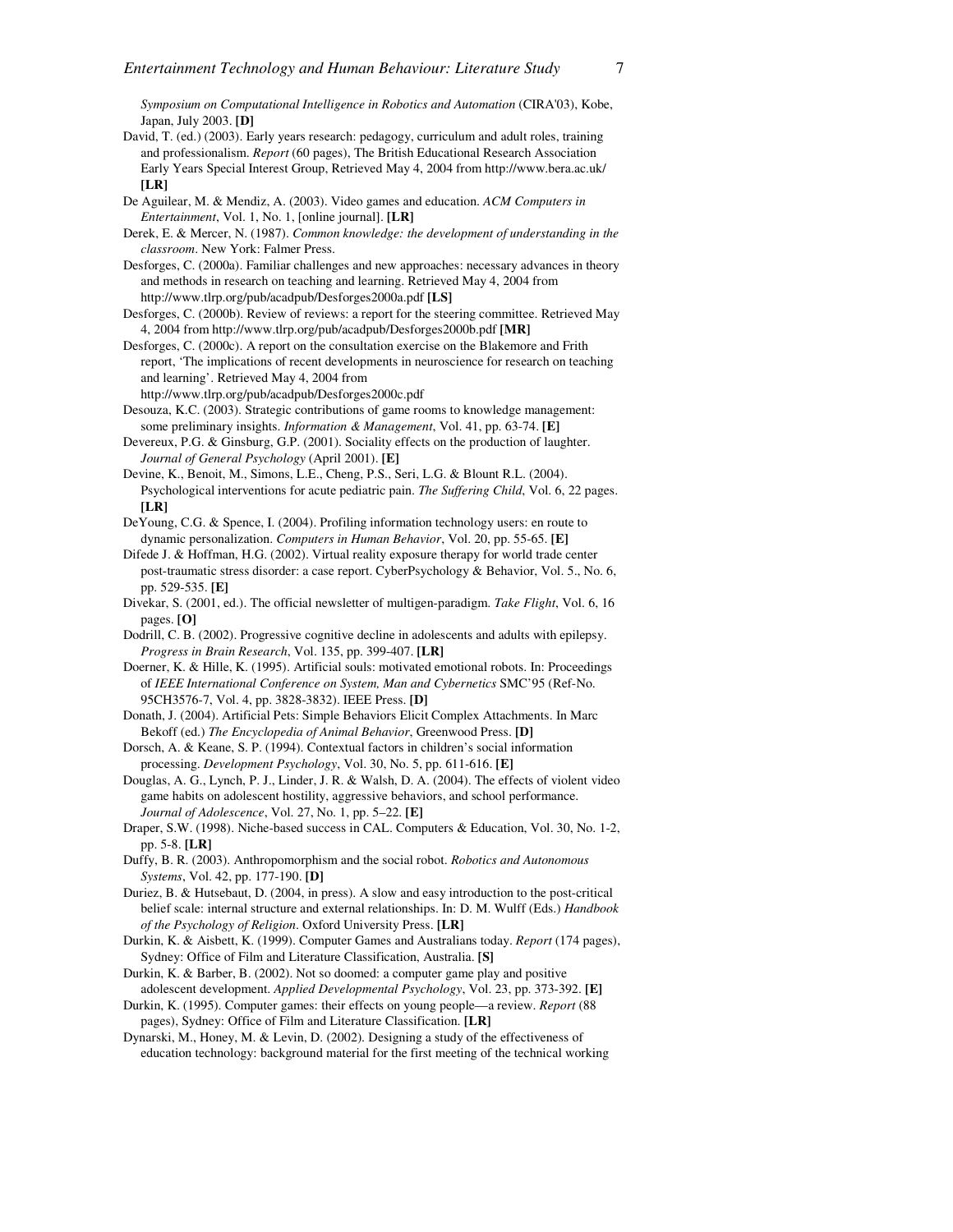*Symposium on Computational Intelligence in Robotics and Automation* (CIRA'03), Kobe, Japan, July 2003. **[D]**

David, T. (ed.) (2003). Early years research: pedagogy, curriculum and adult roles, training and professionalism. *Report* (60 pages), The British Educational Research Association Early Years Special Interest Group, Retrieved May 4, 2004 from http://www.bera.ac.uk/ **[LR]**

De Aguilear, M. & Mendiz, A. (2003). Video games and education. *ACM Computers in Entertainment*, Vol. 1, No. 1, [online journal]. **[LR]**

Derek, E. & Mercer, N. (1987). *Common knowledge: the development of understanding in the classroom*. New York: Falmer Press.

Desforges, C. (2000a). Familiar challenges and new approaches: necessary advances in theory and methods in research on teaching and learning. Retrieved May 4, 2004 from http://www.tlrp.org/pub/acadpub/Desforges2000a.pdf **[LS]**

Desforges, C. (2000b). Review of reviews: a report for the steering committee. Retrieved May 4, 2004 from http://www.tlrp.org/pub/acadpub/Desforges2000b.pdf **[MR]**

Desforges, C. (2000c). A report on the consultation exercise on the Blakemore and Frith report, 'The implications of recent developments in neuroscience for research on teaching and learning'. Retrieved May 4, 2004 from http://www.tlrp.org/pub/acadpub/Desforges2000c.pdf

Desouza, K.C. (2003). Strategic contributions of game rooms to knowledge management: some preliminary insights. *Information & Management*, Vol. 41, pp. 63-74. **[E]**

Devereux, P.G. & Ginsburg, G.P. (2001). Sociality effects on the production of laughter. *Journal of General Psychology* (April 2001). **[E]**

Devine, K., Benoit, M., Simons, L.E., Cheng, P.S., Seri, L.G. & Blount R.L. (2004). Psychological interventions for acute pediatric pain. *The Suffering Child*, Vol. 6, 22 pages. **[LR]**

DeYoung, C.G. & Spence, I. (2004). Profiling information technology users: en route to dynamic personalization. *Computers in Human Behavior*, Vol. 20, pp. 55-65. **[E]**

Difede J. & Hoffman, H.G. (2002). Virtual reality exposure therapy for world trade center post-traumatic stress disorder: a case report. CyberPsychology & Behavior, Vol. 5., No. 6, pp. 529-535. **[E]**

Divekar, S. (2001, ed.). The official newsletter of multigen-paradigm. *Take Flight*, Vol. 6, 16 pages. **[O]**

Dodrill, C. B. (2002). Progressive cognitive decline in adolescents and adults with epilepsy. *Progress in Brain Research*, Vol. 135, pp. 399-407. **[LR]**

Doerner, K. & Hille, K. (1995). Artificial souls: motivated emotional robots. In: Proceedings of *IEEE International Conference on System, Man and Cybernetics* SMC'95 (Ref-No. 95CH3576-7, Vol. 4, pp. 3828-3832). IEEE Press. **[D]**

Donath, J. (2004). Artificial Pets: Simple Behaviors Elicit Complex Attachments. In Marc Bekoff (ed.) *The Encyclopedia of Animal Behavior*, Greenwood Press. **[D]**

Dorsch, A. & Keane, S. P. (1994). Contextual factors in children's social information processing. *Development Psychology*, Vol. 30, No. 5, pp. 611-616. **[E]**

Douglas, A. G., Lynch, P. J., Linder, J. R. & Walsh, D. A. (2004). The effects of violent video game habits on adolescent hostility, aggressive behaviors, and school performance. *Journal of Adolescence*, Vol. 27, No. 1, pp. 5–22. **[E]**

Draper, S.W. (1998). Niche-based success in CAL. Computers & Education, Vol. 30, No. 1-2, pp. 5-8. **[LR]**

Duffy, B. R. (2003). Anthropomorphism and the social robot. *Robotics and Autonomous Systems*, Vol. 42, pp. 177-190. **[D]**

Duriez, B. & Hutsebaut, D. (2004, in press). A slow and easy introduction to the post-critical belief scale: internal structure and external relationships. In: D. M. Wulff (Eds.) *Handbook of the Psychology of Religion*. Oxford University Press. **[LR]**

Durkin, K. & Aisbett, K. (1999). Computer Games and Australians today. *Report* (174 pages), Sydney: Office of Film and Literature Classification, Australia. **[S]**

Durkin, K. & Barber, B. (2002). Not so doomed: a computer game play and positive adolescent development. *Applied Developmental Psychology*, Vol. 23, pp. 373-392. **[E]**

Durkin, K. (1995). Computer games: their effects on young people—a review. *Report* (88 pages), Sydney: Office of Film and Literature Classification. **[LR]**

Dynarski, M., Honey, M. & Levin, D. (2002). Designing a study of the effectiveness of education technology: background material for the first meeting of the technical working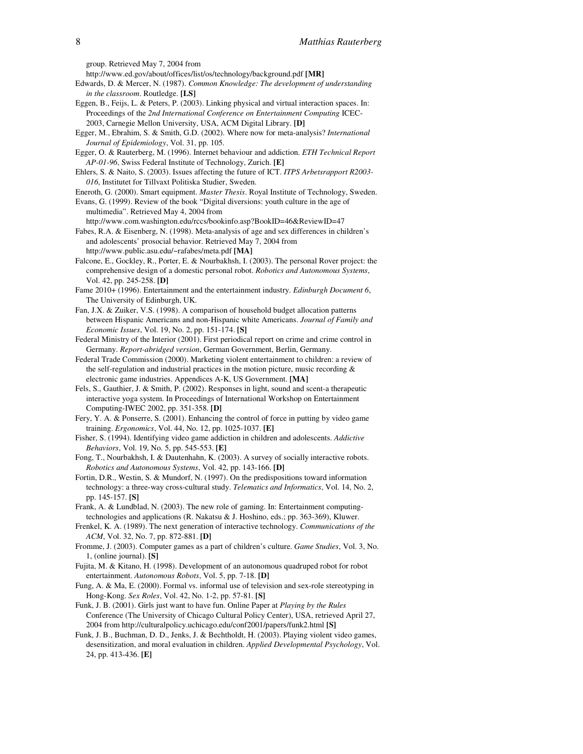group. Retrieved May 7, 2004 from http://www.ed.gov/about/offices/list/os/technology/background.pdf **[MR]**

Edwards, D. & Mercer, N. (1987). *Common Knowledge: The development of understanding in the classroom*. Routledge. **[LS]**

Eggen, B., Feijs, L. & Peters, P. (2003). Linking physical and virtual interaction spaces. In: Proceedings of the *2nd International Conference on Entertainment Computing* ICEC-2003, Carnegie Mellon University, USA, ACM Digital Library. **[D]**

Egger, M., Ebrahim, S. & Smith, G.D. (2002). Where now for meta-analysis? *International Journal of Epidemiology*, Vol. 31, pp. 105.

Egger, O. & Rauterberg, M. (1996). Internet behaviour and addiction. *ETH Technical Report AP-01-96*, Swiss Federal Institute of Technology, Zurich. **[E]**

Ehlers, S. & Naito, S. (2003). Issues affecting the future of ICT. *ITPS Arbetsrapport R2003-016*, Institutet for Tillvaxt Politiska Studier, Sweden.

Eneroth, G. (2000). Smart equipment. *Master Thesis*. Royal Institute of Technology, Sweden.

Evans, G. (1999). Review of the book "Digital diversions: youth culture in the age of multimedia". Retrieved May 4, 2004 from http://www.com.washington.edu/rccs/bookinfo.asp?BookID=46&ReviewID=47

Fabes, R.A. & Eisenberg, N. (1998). Meta-analysis of age and sex differences in children's and adolescents' prosocial behavior. Retrieved May 7, 2004 from http://www.public.asu.edu/~rafabes/meta.pdf **[MA]**

Falcone, E., Gockley, R., Porter, E. & Nourbakhsh, I. (2003). The personal Rover project: the comprehensive design of a domestic personal robot. *Robotics and Autonomous Systems*, Vol. 42, pp. 245-258. **[D]**

Fame 2010+ (1996). Entertainment and the entertainment industry. *Edinburgh Document 6*, The University of Edinburgh, UK.

Fan, J.X. & Zuiker, V.S. (1998). A comparison of household budget allocation patterns between Hispanic Americans and non-Hispanic white Americans. *Journal of Family and Economic Issues*, Vol. 19, No. 2, pp. 151-174. **[S]**

Federal Ministry of the Interior (2001). First periodical report on crime and crime control in Germany. *Report-abridged version*, German Government, Berlin, Germany.

Federal Trade Commission (2000). Marketing violent entertainment to children: a review of the self-regulation and industrial practices in the motion picture, music recording & electronic game industries. Appendices A-K, US Government. **[MA]**

Fels, S., Gauthier, J. & Smith, P. (2002). Responses in light, sound and scent-a therapeutic interactive yoga system. In Proceedings of International Workshop on Entertainment Computing-IWEC 2002, pp. 351-358. **[D]**

Fery, Y. A. & Ponserre, S. (2001). Enhancing the control of force in putting by video game training. *Ergonomics*, Vol. 44, No. 12, pp. 1025-1037. **[E]**

Fisher, S. (1994). Identifying video game addiction in children and adolescents. *Addictive Behaviors*, Vol. 19, No. 5, pp. 545-553. **[E]**

Fong, T., Nourbakhsh, I. & Dautenhahn, K. (2003). A survey of socially interactive robots. *Robotics and Autonomous Systems*, Vol. 42, pp. 143-166. **[D]**

Fortin, D.R., Westin, S. & Mundorf, N. (1997). On the predispositions toward information technology: a three-way cross-cultural study. *Telematics and Informatics*, Vol. 14, No. 2, pp. 145-157. **[S]**

Frank, A. & Lundblad, N. (2003). The new role of gaming. In: Entertainment computing-technologies and applications (R. Nakatsu & J. Hoshino, eds.; pp. 363-369), Kluwer.

Frenkel, K. A. (1989). The next generation of interactive technology. *Communications of the ACM*, Vol. 32, No. 7, pp. 872-881. **[D]**

Fromme, J. (2003). Computer games as a part of children's culture. *Game Studies*, Vol. 3, No. 1, (online journal). **[S]**

Fujita, M. & Kitano, H. (1998). Development of an autonomous quadruped robot for robot entertainment. *Autonomous Robots*, Vol. 5, pp. 7-18. **[D]**

Fung, A. & Ma, E. (2000). Formal vs. informal use of television and sex-role stereotyping in Hong-Kong. *Sex Roles*, Vol. 42, No. 1-2, pp. 57-81. **[S]**

Funk, J. B. (2001). Girls just want to have fun. Online Paper at *Playing by the Rules* Conference (The University of Chicago Cultural Policy Center), USA, retrieved April 27, 2004 from http://culturalpolicy.uchicago.edu/conf2001/papers/funk2.html **[S]**

Funk, J. B., Buchman, D. D., Jenks, J. & Bechtholdt, H. (2003). Playing violent video games, desensitization, and moral evaluation in children. *Applied Developmental Psychology*, Vol. 24, pp. 413-436. **[E]**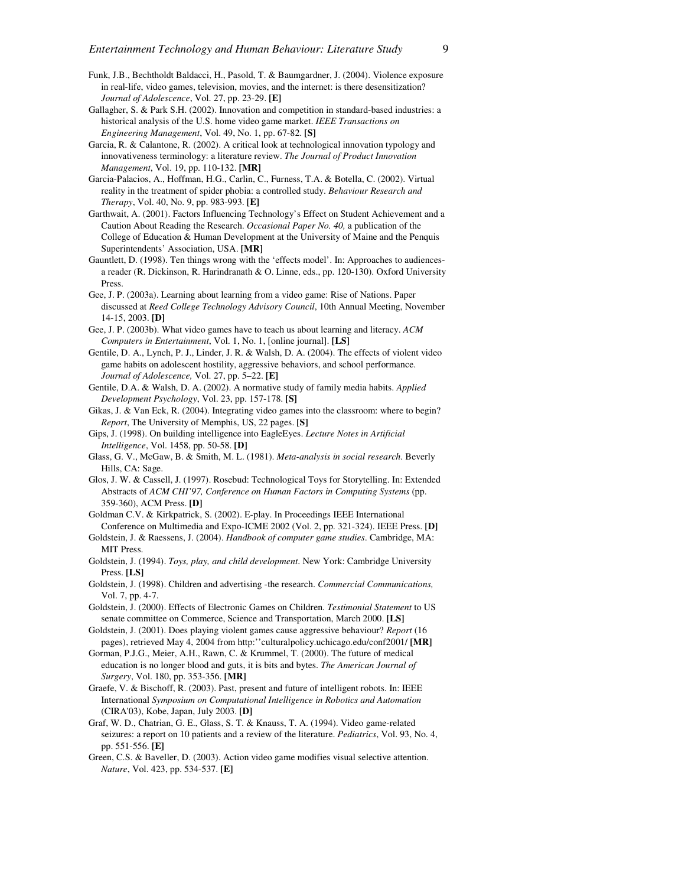Funk, J.B., Bechtholdt Baldacci, H., Pasold, T. & Baumgardner, J. (2004). Violence exposure in real-life, video games, television, movies, and the internet: is there desensitization? *Journal of Adolescence*, Vol. 27, pp. 23-29. **[E]**

Gallagher, S. & Park S.H. (2002). Innovation and competition in standard-based industries: a historical analysis of the U.S. home video game market. *IEEE Transactions on Engineering Management*, Vol. 49, No. 1, pp. 67-82. **[S]**

Garcia, R. & Calantone, R. (2002). A critical look at technological innovation typology and innovativeness terminology: a literature review. *The Journal of Product Innovation Management*, Vol. 19, pp. 110-132. **[MR]**

Garcia-Palacios, A., Hoffman, H.G., Carlin, C., Furness, T.A. & Botella, C. (2002). Virtual reality in the treatment of spider phobia: a controlled study. *Behaviour Research and Therapy*, Vol. 40, No. 9, pp. 983-993. **[E]**

Garthwait, A. (2001). Factors Influencing Technology's Effect on Student Achievement and a Caution About Reading the Research. *Occasional Paper No. 40,* a publication of the College of Education & Human Development at the University of Maine and the Penquis Superintendents' Association, USA. **[MR]**

Gauntlett, D. (1998). Ten things wrong with the 'effects model'. In: Approaches to audiences-a reader (R. Dickinson, R. Harindranath & O. Linne, eds., pp. 120-130). Oxford University Press.

Gee, J. P. (2003a). Learning about learning from a video game: Rise of Nations. Paper discussed at *Reed College Technology Advisory Council*, 10th Annual Meeting, November 14-15, 2003. **[D]**

Gee, J. P. (2003b). What video games have to teach us about learning and literacy. *ACM Computers in Entertainment*, Vol. 1, No. 1, [online journal]. **[LS]**

Gentile, D. A., Lynch, P. J., Linder, J. R. & Walsh, D. A. (2004). The effects of violent video game habits on adolescent hostility, aggressive behaviors, and school performance. *Journal of Adolescence,* Vol. 27, pp. 5–22. **[E]**

Gentile, D.A. & Walsh, D. A. (2002). A normative study of family media habits. *Applied Development Psychology*, Vol. 23, pp. 157-178. **[S]**

Gikas, J. & Van Eck, R. (2004). Integrating video games into the classroom: where to begin? *Report*, The University of Memphis, US, 22 pages. **[S]**

Gips, J. (1998). On building intelligence into EagleEyes. *Lecture Notes in Artificial Intelligence*, Vol. 1458, pp. 50-58. **[D]**

Glass, G. V., McGaw, B. & Smith, M. L. (1981). *Meta-analysis in social research*. Beverly Hills, CA: Sage.

Glos, J. W. & Cassell, J. (1997). Rosebud: Technological Toys for Storytelling. In: Extended Abstracts of *ACM CHI'97, Conference on Human Factors in Computing Systems* (pp. 359-360), ACM Press. **[D]**

Goldman C.V. & Kirkpatrick, S. (2002). E-play. In Proceedings IEEE International Conference on Multimedia and Expo-ICME 2002 (Vol. 2, pp. 321-324). IEEE Press. **[D]**

Goldstein, J. & Raessens, J. (2004). *Handbook of computer game studies*. Cambridge, MA: MIT Press.

Goldstein, J. (1994). *Toys, play, and child development*. New York: Cambridge University Press. **[LS]**

Goldstein, J. (1998). Children and advertising -the research. *Commercial Communications,* Vol. 7, pp. 4-7.

Goldstein, J. (2000). Effects of Electronic Games on Children. *Testimonial Statement* to US senate committee on Commerce, Science and Transportation, March 2000. **[LS]**

Goldstein, J. (2001). Does playing violent games cause aggressive behaviour? *Report* (16 pages), retrieved May 4, 2004 from http:''culturalpolicy.uchicago.edu/conf2001/ **[MR]**

Gorman, P.J.G., Meier, A.H., Rawn, C. & Krummel, T. (2000). The future of medical education is no longer blood and guts, it is bits and bytes. *The American Journal of Surgery*, Vol. 180, pp. 353-356. **[MR]**

Graefe, V. & Bischoff, R. (2003). Past, present and future of intelligent robots. In: IEEE International *Symposium on Computational Intelligence in Robotics and Automation* (CIRA'03), Kobe, Japan, July 2003. **[D]**

Graf, W. D., Chatrian, G. E., Glass, S. T. & Knauss, T. A. (1994). Video game-related seizures: a report on 10 patients and a review of the literature. *Pediatrics*, Vol. 93, No. 4, pp. 551-556. **[E]**

Green, C.S. & Baveller, D. (2003). Action video game modifies visual selective attention. *Nature*, Vol. 423, pp. 534-537. **[E]**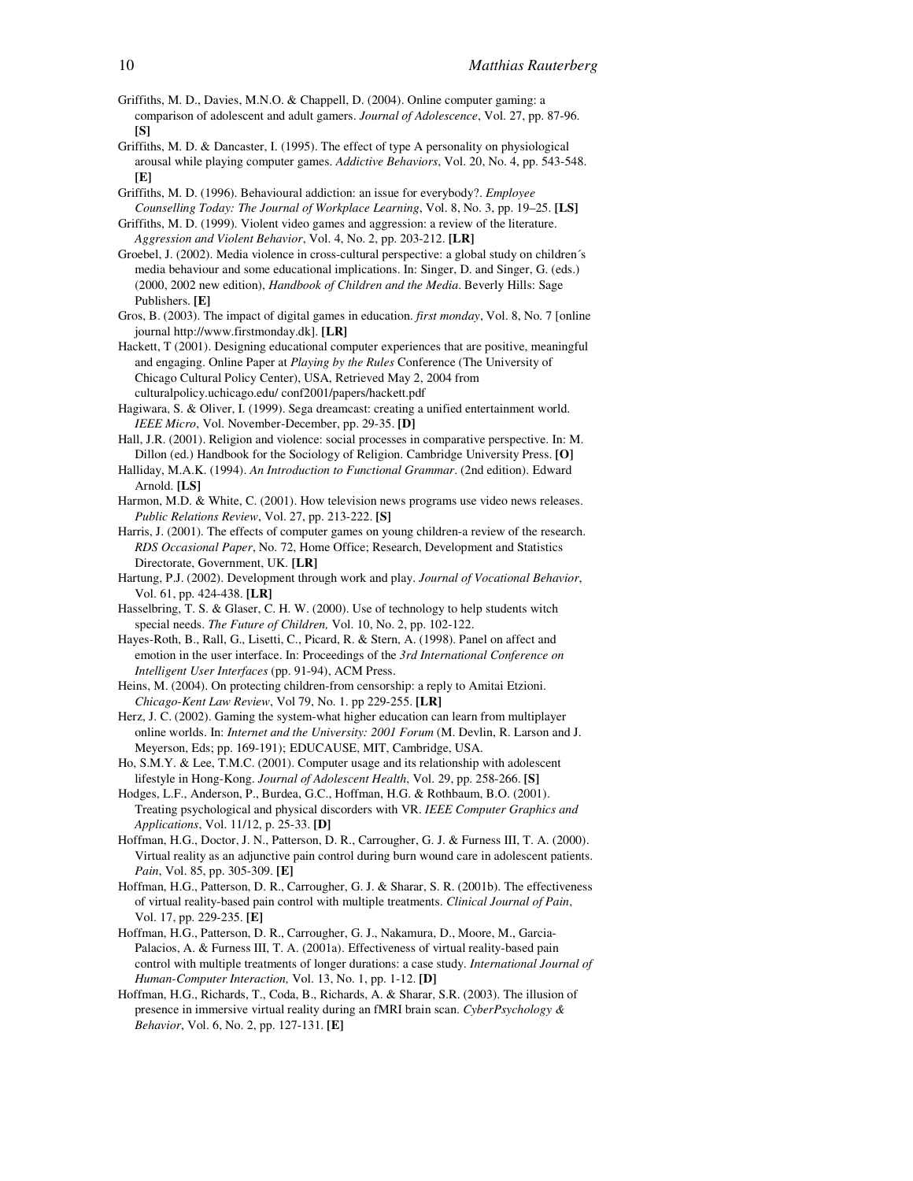Griffiths, M. D., Davies, M.N.O. & Chappell, D. (2004). Online computer gaming: a comparison of adolescent and adult gamers. *Journal of Adolescence*, Vol. 27, pp. 87-96. **[S]**

Griffiths, M. D. & Dancaster, I. (1995). The effect of type A personality on physiological arousal while playing computer games. *Addictive Behaviors*, Vol. 20, No. 4, pp. 543-548. **[E]**

Griffiths, M. D. (1996). Behavioural addiction: an issue for everybody?. *Employee Counselling Today: The Journal of Workplace Learning*, Vol. 8, No. 3, pp. 19–25. **[LS]**

Griffiths, M. D. (1999). Violent video games and aggression: a review of the literature. *Aggression and Violent Behavior*, Vol. 4, No. 2, pp. 203-212. **[LR]**

Groebel, J. (2002). Media violence in cross-cultural perspective: a global study on children´s media behaviour and some educational implications. In: Singer, D. and Singer, G. (eds.) (2000, 2002 new edition), *Handbook of Children and the Media*. Beverly Hills: Sage Publishers. **[E]**

Gros, B. (2003). The impact of digital games in education. *first monday*, Vol. 8, No. 7 [online journal http://www.firstmonday.dk]. **[LR]**

Hackett, T (2001). Designing educational computer experiences that are positive, meaningful and engaging. Online Paper at *Playing by the Rules* Conference (The University of Chicago Cultural Policy Center), USA, Retrieved May 2, 2004 from culturalpolicy.uchicago.edu/ conf2001/papers/hackett.pdf

Hagiwara, S. & Oliver, I. (1999). Sega dreamcast: creating a unified entertainment world. *IEEE Micro*, Vol. November-December, pp. 29-35. **[D]**

Hall, J.R. (2001). Religion and violence: social processes in comparative perspective. In: M. Dillon (ed.) Handbook for the Sociology of Religion. Cambridge University Press. **[O]**

Halliday, M.A.K. (1994). *An Introduction to Functional Grammar*. (2nd edition). Edward Arnold. **[LS]**

Harmon, M.D. & White, C. (2001). How television news programs use video news releases. *Public Relations Review*, Vol. 27, pp. 213-222. **[S]**

Harris, J. (2001). The effects of computer games on young children-a review of the research. *RDS Occasional Paper*, No. 72, Home Office; Research, Development and Statistics Directorate, Government, UK. **[LR]**

Hartung, P.J. (2002). Development through work and play. *Journal of Vocational Behavior*, Vol. 61, pp. 424-438. **[LR]**

Hasselbring, T. S. & Glaser, C. H. W. (2000). Use of technology to help students witch special needs. *The Future of Children,* Vol. 10, No. 2, pp. 102-122.

Hayes-Roth, B., Rall, G., Lisetti, C., Picard, R. & Stern, A. (1998). Panel on affect and emotion in the user interface. In: Proceedings of the *3rd International Conference on Intelligent User Interfaces* (pp. 91-94), ACM Press.

Heins, M. (2004). On protecting children-from censorship: a reply to Amitai Etzioni. *Chicago-Kent Law Review*, Vol 79, No. 1. pp 229-255. **[LR]**

Herz, J. C. (2002). Gaming the system-what higher education can learn from multiplayer online worlds. In: *Internet and the University: 2001 Forum* (M. Devlin, R. Larson and J. Meyerson, Eds; pp. 169-191); EDUCAUSE, MIT, Cambridge, USA.

Ho, S.M.Y. & Lee, T.M.C. (2001). Computer usage and its relationship with adolescent lifestyle in Hong-Kong. *Journal of Adolescent Health*, Vol. 29, pp. 258-266. **[S]**

Hodges, L.F., Anderson, P., Burdea, G.C., Hoffman, H.G. & Rothbaum, B.O. (2001). Treating psychological and physical discorders with VR. *IEEE Computer Graphics and Applications*, Vol. 11/12, p. 25-33. **[D]**

Hoffman, H.G., Doctor, J. N., Patterson, D. R., Carrougher, G. J. & Furness III, T. A. (2000). Virtual reality as an adjunctive pain control during burn wound care in adolescent patients. *Pain*, Vol. 85, pp. 305-309. **[E]**

Hoffman, H.G., Patterson, D. R., Carrougher, G. J. & Sharar, S. R. (2001b). The effectiveness of virtual reality-based pain control with multiple treatments. *Clinical Journal of Pain*, Vol. 17, pp. 229-235. **[E]**

Hoffman, H.G., Patterson, D. R., Carrougher, G. J., Nakamura, D., Moore, M., Garcia-Palacios, A. & Furness III, T. A. (2001a). Effectiveness of virtual reality-based pain control with multiple treatments of longer durations: a case study. *International Journal of Human-Computer Interaction,* Vol. 13, No. 1, pp. 1-12. **[D]**

Hoffman, H.G., Richards, T., Coda, B., Richards, A. & Sharar, S.R. (2003). The illusion of presence in immersive virtual reality during an fMRI brain scan. *CyberPsychology & Behavior*, Vol. 6, No. 2, pp. 127-131. **[E]**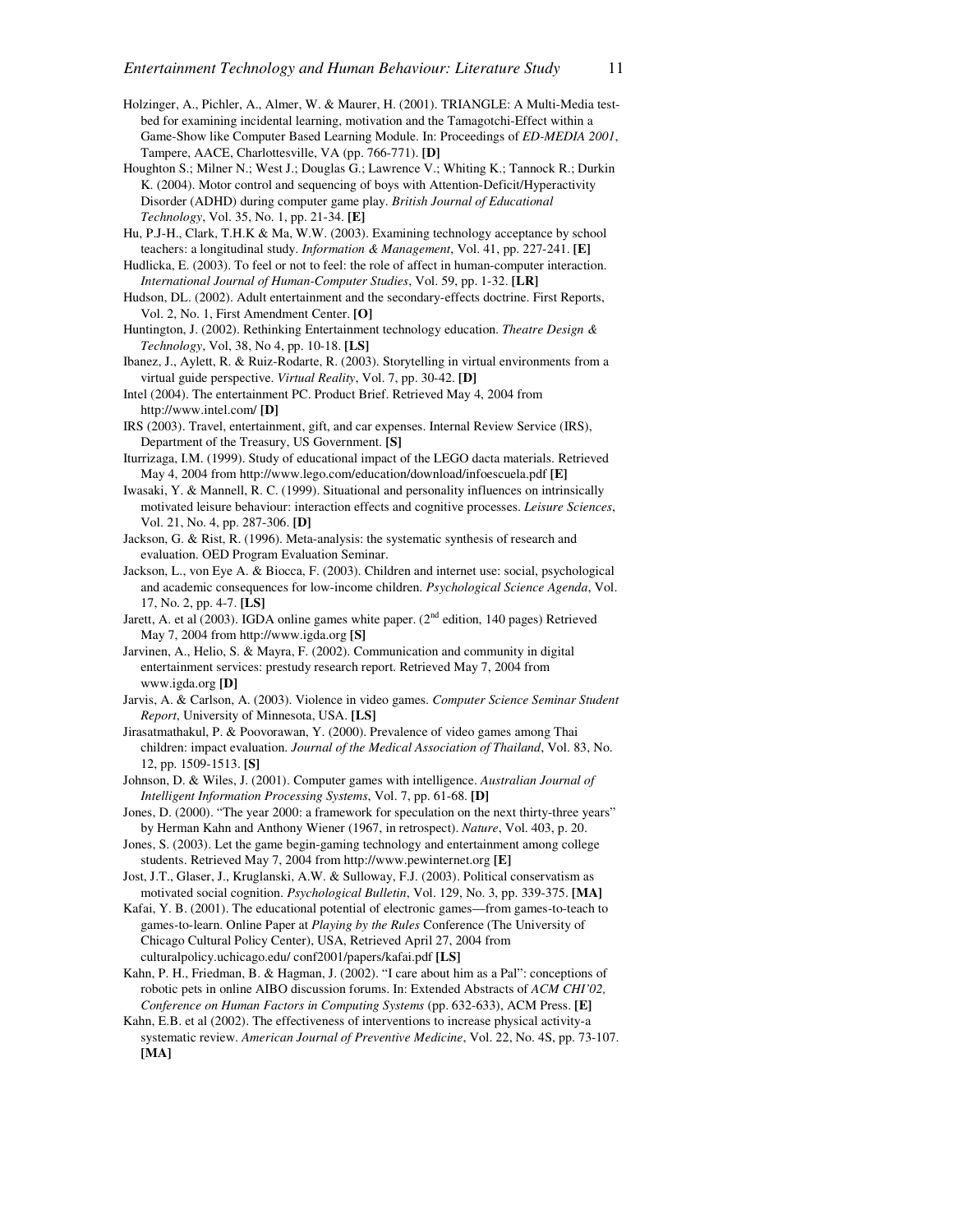Holzinger, A., Pichler, A., Almer, W. & Maurer, H. (2001). TRIANGLE: A Multi-Media test-bed for examining incidental learning, motivation and the Tamagotchi-Effect within a Game-Show like Computer Based Learning Module. In: Proceedings of *ED-MEDIA 2001*, Tampere, AACE, Charlottesville, VA (pp. 766-771). **[D]**

Houghton S.; Milner N.; West J.; Douglas G.; Lawrence V.; Whiting K.; Tannock R.; Durkin K. (2004). Motor control and sequencing of boys with Attention-Deficit/Hyperactivity Disorder (ADHD) during computer game play. *British Journal of Educational Technology*, Vol. 35, No. 1, pp. 21-34. **[E]**

Hu, P.J-H., Clark, T.H.K & Ma, W.W. (2003). Examining technology acceptance by school teachers: a longitudinal study. *Information & Management*, Vol. 41, pp. 227-241. **[E]**

Hudlicka, E. (2003). To feel or not to feel: the role of affect in human-computer interaction. *International Journal of Human-Computer Studies*, Vol. 59, pp. 1-32. **[LR]**

Hudson, DL. (2002). Adult entertainment and the secondary-effects doctrine. First Reports, Vol. 2, No. 1, First Amendment Center. **[O]**

Huntington, J. (2002). Rethinking Entertainment technology education. *Theatre Design & Technology*, Vol, 38, No 4, pp. 10-18. **[LS]**

Ibanez, J., Aylett, R. & Ruiz-Rodarte, R. (2003). Storytelling in virtual environments from a virtual guide perspective. *Virtual Reality*, Vol. 7, pp. 30-42. **[D]**

Intel (2004). The entertainment PC. Product Brief. Retrieved May 4, 2004 from http://www.intel.com/ **[D]**

IRS (2003). Travel, entertainment, gift, and car expenses. Internal Review Service (IRS), Department of the Treasury, US Government. **[S]**

Iturrizaga, I.M. (1999). Study of educational impact of the LEGO dacta materials. Retrieved May 4, 2004 from http://www.lego.com/education/download/infoescuela.pdf **[E]**

Iwasaki, Y. & Mannell, R. C. (1999). Situational and personality influences on intrinsically motivated leisure behaviour: interaction effects and cognitive processes. *Leisure Sciences*, Vol. 21, No. 4, pp. 287-306. **[D]**

Jackson, G. & Rist, R. (1996). Meta-analysis: the systematic synthesis of research and evaluation. OED Program Evaluation Seminar.

Jackson, L., von Eye A. & Biocca, F. (2003). Children and internet use: social, psychological and academic consequences for low-income children. *Psychological Science Agenda*, Vol. 17, No. 2, pp. 4-7. **[LS]**

Jarett, A. et al (2003). IGDA online games white paper. (2nd edition, 140 pages) Retrieved May 7, 2004 from http://www.igda.org **[S]**

Jarvinen, A., Helio, S. & Mayra, F. (2002). Communication and community in digital entertainment services: prestudy research report. Retrieved May 7, 2004 from www.igda.org **[D]**

Jarvis, A. & Carlson, A. (2003). Violence in video games. *Computer Science Seminar Student Report*, University of Minnesota, USA. **[LS]**

Jirasatmathakul, P. & Poovorawan, Y. (2000). Prevalence of video games among Thai children: impact evaluation. *Journal of the Medical Association of Thailand*, Vol. 83, No. 12, pp. 1509-1513. **[S]**

Johnson, D. & Wiles, J. (2001). Computer games with intelligence. *Australian Journal of Intelligent Information Processing Systems*, Vol. 7, pp. 61-68. **[D]**

Jones, D. (2000). "The year 2000: a framework for speculation on the next thirty-three years" by Herman Kahn and Anthony Wiener (1967, in retrospect). *Nature*, Vol. 403, p. 20.

Jones, S. (2003). Let the game begin-gaming technology and entertainment among college students. Retrieved May 7, 2004 from http://www.pewinternet.org **[E]**

Jost, J.T., Glaser, J., Kruglanski, A.W. & Sulloway, F.J. (2003). Political conservatism as motivated social cognition. *Psychological Bulletin*, Vol. 129, No. 3, pp. 339-375. **[MA]**

Kafai, Y. B. (2001). The educational potential of electronic games—from games-to-teach to games-to-learn. Online Paper at *Playing by the Rules* Conference (The University of Chicago Cultural Policy Center), USA, Retrieved April 27, 2004 from culturalpolicy.uchicago.edu/ conf2001/papers/kafai.pdf **[LS]**

Kahn, P. H., Friedman, B. & Hagman, J. (2002). "I care about him as a Pal": conceptions of robotic pets in online AIBO discussion forums. In: Extended Abstracts of *ACM CHI'02, Conference on Human Factors in Computing Systems* (pp. 632-633), ACM Press. **[E]**

Kahn, E.B. et al (2002). The effectiveness of interventions to increase physical activity-a systematic review. *American Journal of Preventive Medicine*, Vol. 22, No. 4S, pp. 73-107. **[MA]**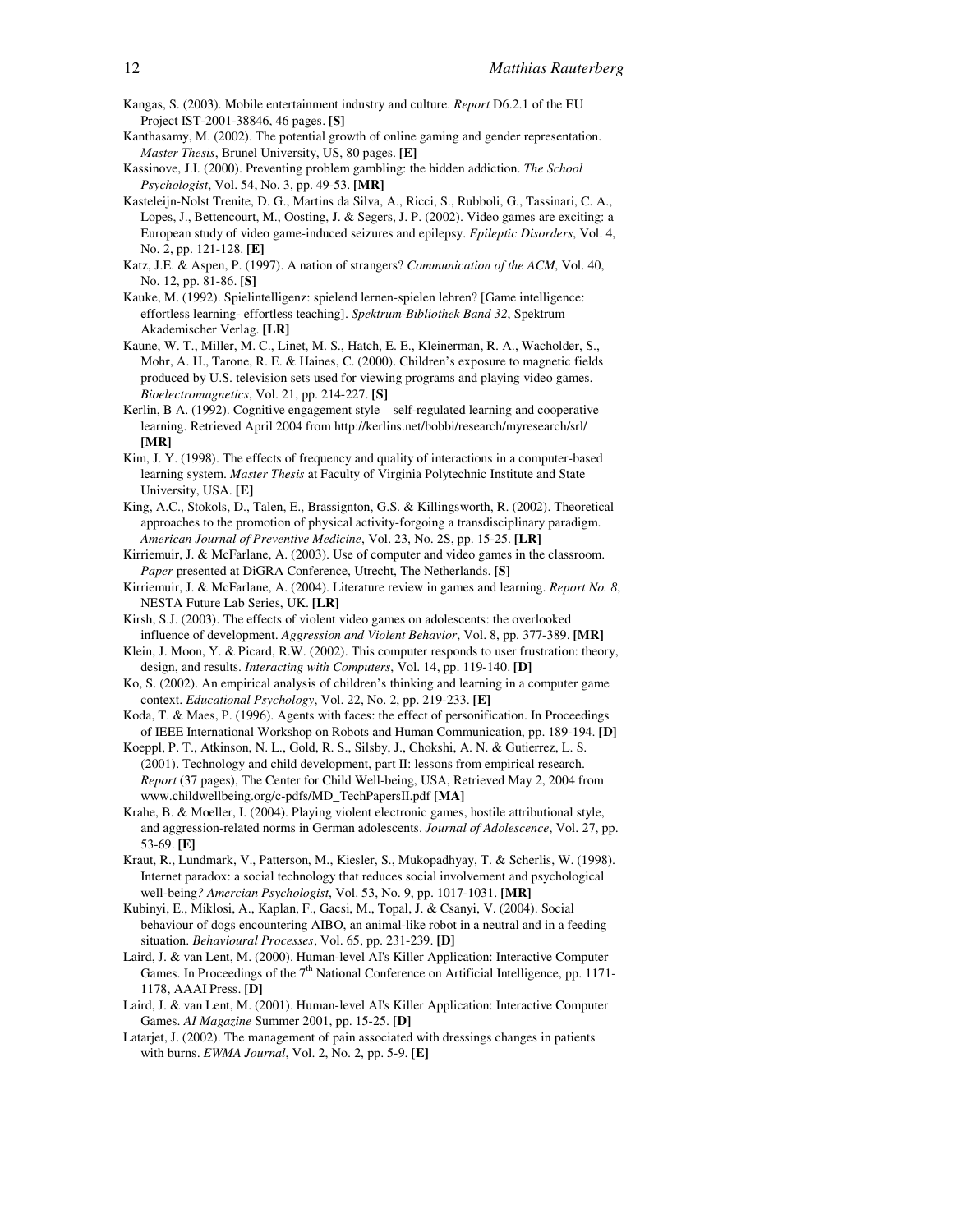Kangas, S. (2003). Mobile entertainment industry and culture. *Report* D6.2.1 of the EU Project IST-2001-38846, 46 pages. **[S]**

Kanthasamy, M. (2002). The potential growth of online gaming and gender representation. *Master Thesis*, Brunel University, US, 80 pages. **[E]**

Kassinove, J.I. (2000). Preventing problem gambling: the hidden addiction. *The School Psychologist*, Vol. 54, No. 3, pp. 49-53. **[MR]**

Kasteleijn-Nolst Trenite, D. G., Martins da Silva, A., Ricci, S., Rubboli, G., Tassinari, C. A., Lopes, J., Bettencourt, M., Oosting, J. & Segers, J. P. (2002). Video games are exciting: a European study of video game-induced seizures and epilepsy. *Epileptic Disorders*, Vol. 4, No. 2, pp. 121-128. **[E]**

Katz, J.E. & Aspen, P. (1997). A nation of strangers? *Communication of the ACM*, Vol. 40, No. 12, pp. 81-86. **[S]**

Kauke, M. (1992). Spielintelligenz: spielend lernen-spielen lehren? [Game intelligence: effortless learning- effortless teaching]. *Spektrum-Bibliothek Band 32*, Spektrum Akademischer Verlag. **[LR]**

Kaune, W. T., Miller, M. C., Linet, M. S., Hatch, E. E., Kleinerman, R. A., Wacholder, S., Mohr, A. H., Tarone, R. E. & Haines, C. (2000). Children's exposure to magnetic fields produced by U.S. television sets used for viewing programs and playing video games. *Bioelectromagnetics*, Vol. 21, pp. 214-227. **[S]**

Kerlin, B A. (1992). Cognitive engagement style—self-regulated learning and cooperative learning. Retrieved April 2004 from http://kerlins.net/bobbi/research/myresearch/srl/ **[MR]**

Kim, J. Y. (1998). The effects of frequency and quality of interactions in a computer-based learning system. *Master Thesis* at Faculty of Virginia Polytechnic Institute and State University, USA. **[E]**

King, A.C., Stokols, D., Talen, E., Brassignton, G.S. & Killingsworth, R. (2002). Theoretical approaches to the promotion of physical activity-forgoing a transdisciplinary paradigm. *American Journal of Preventive Medicine*, Vol. 23, No. 2S, pp. 15-25. **[LR]**

Kirriemuir, J. & McFarlane, A. (2003). Use of computer and video games in the classroom. *Paper* presented at DiGRA Conference, Utrecht, The Netherlands. **[S]**

Kirriemuir, J. & McFarlane, A. (2004). Literature review in games and learning. *Report No. 8*, NESTA Future Lab Series, UK. **[LR]**

Kirsh, S.J. (2003). The effects of violent video games on adolescents: the overlooked influence of development. *Aggression and Violent Behavior*, Vol. 8, pp. 377-389. **[MR]**

Klein, J. Moon, Y. & Picard, R.W. (2002). This computer responds to user frustration: theory, design, and results. *Interacting with Computers*, Vol. 14, pp. 119-140. **[D]**

Ko, S. (2002). An empirical analysis of children's thinking and learning in a computer game context. *Educational Psychology*, Vol. 22, No. 2, pp. 219-233. **[E]**

Koda, T. & Maes, P. (1996). Agents with faces: the effect of personification. In Proceedings of IEEE International Workshop on Robots and Human Communication, pp. 189-194. **[D]**

Koeppl, P. T., Atkinson, N. L., Gold, R. S., Silsby, J., Chokshi, A. N. & Gutierrez, L. S. (2001). Technology and child development, part II: lessons from empirical research. *Report* (37 pages), The Center for Child Well-being, USA, Retrieved May 2, 2004 from www.childwellbeing.org/c-pdfs/MD_TechPapersII.pdf **[MA]**

Krahe, B. & Moeller, I. (2004). Playing violent electronic games, hostile attributional style, and aggression-related norms in German adolescents. *Journal of Adolescence*, Vol. 27, pp. 53-69. **[E]**

Kraut, R., Lundmark, V., Patterson, M., Kiesler, S., Mukopadhyay, T. & Scherlis, W. (1998). Internet paradox: a social technology that reduces social involvement and psychological well-being*? Amercian Psychologist*, Vol. 53, No. 9, pp. 1017-1031. **[MR]**

Kubinyi, E., Miklosi, A., Kaplan, F., Gacsi, M., Topal, J. & Csanyi, V. (2004). Social behaviour of dogs encountering AIBO, an animal-like robot in a neutral and in a feeding situation. *Behavioural Processes*, Vol. 65, pp. 231-239. **[D]**

Laird, J. & van Lent, M. (2000). Human-level AI's Killer Application: Interactive Computer Games. In Proceedings of the 7th National Conference on Artificial Intelligence, pp. 1171-1178, AAAI Press. **[D]**

Laird, J. & van Lent, M. (2001). Human-level AI's Killer Application: Interactive Computer Games. *AI Magazine* Summer 2001, pp. 15-25. **[D]**

Latarjet, J. (2002). The management of pain associated with dressings changes in patients with burns. *EWMA Journal*, Vol. 2, No. 2, pp. 5-9. **[E]**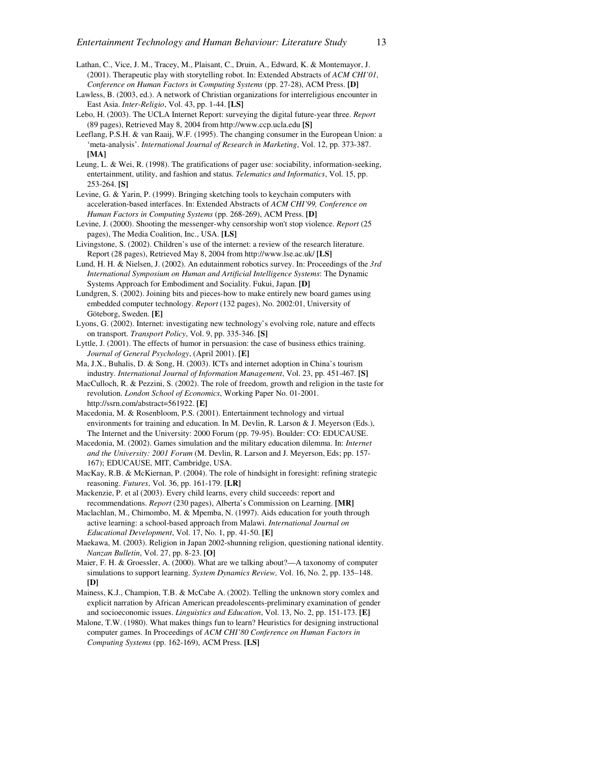Lathan, C., Vice, J. M., Tracey, M., Plaisant, C., Druin, A., Edward, K. & Montemayor, J. (2001). Therapeutic play with storytelling robot. In: Extended Abstracts of *ACM CHI'01, Conference on Human Factors in Computing Systems* (pp. 27-28), ACM Press. **[D]**

Lawless, B. (2003, ed.). A network of Christian organizations for interreligious encounter in East Asia. *Inter-Religio*, Vol. 43, pp. 1-44. **[LS]**

Lebo, H. (2003). The UCLA Internet Report: surveying the digital future-year three. *Report* (89 pages), Retrieved May 8, 2004 from http://www.ccp.ucla.edu **[S]**

Leeflang, P.S.H. & van Raaij, W.F. (1995). The changing consumer in the European Union: a 'meta-analysis'. *International Journal of Research in Marketing*, Vol. 12, pp. 373-387. **[MA]**

Leung, L. & Wei, R. (1998). The gratifications of pager use: sociability, information-seeking, entertainment, utility, and fashion and status. *Telematics and Informatics*, Vol. 15, pp. 253-264. **[S]**

Levine, G. & Yarin, P. (1999). Bringing sketching tools to keychain computers with acceleration-based interfaces. In: Extended Abstracts of *ACM CHI'99, Conference on Human Factors in Computing Systems* (pp. 268-269), ACM Press. **[D]**

Levine, J. (2000). Shooting the messenger-why censorship won't stop violence. *Report* (25 pages), The Media Coalition, Inc., USA. **[LS]**

Livingstone, S. (2002). Children's use of the internet: a review of the research literature. Report (28 pages), Retrieved May 8, 2004 from http://www.lse.ac.uk/ **[LS]**

Lund, H. H. & Nielsen, J. (2002). An edutainment robotics survey. In: Proceedings of the *3rd International Symposium on Human and Artificial Intelligence Systems*: The Dynamic Systems Approach for Embodiment and Sociality. Fukui, Japan. **[D]**

Lundgren, S. (2002). Joining bits and pieces-how to make entirely new board games using embedded computer technology. *Report* (132 pages), No. 2002:01, University of Göteborg, Sweden. **[E]**

Lyons, G. (2002). Internet: investigating new technology's evolving role, nature and effects on transport. *Transport Policy*, Vol. 9, pp. 335-346. **[S]**

Lyttle, J. (2001). The effects of humor in persuasion: the case of business ethics training. *Journal of General Psychology*, (April 2001). **[E]**

Ma, J.X., Buhalis, D. & Song, H. (2003). ICTs and internet adoption in China's tourism industry. *International Journal of Information Management*, Vol. 23, pp. 451-467. **[S]**

MacCulloch, R. & Pezzini, S. (2002). The role of freedom, growth and religion in the taste for revolution. *London School of Economics*, Working Paper No. 01-2001. http://ssrn.com/abstract=561922. **[E]**

Macedonia, M. & Rosenbloom, P.S. (2001). Entertainment technology and virtual environments for training and education. In M. Devlin, R. Larson & J. Meyerson (Eds.), The Internet and the University: 2000 Forum (pp. 79-95). Boulder: CO: EDUCAUSE.

Macedonia, M. (2002). Games simulation and the military education dilemma. In: *Internet and the University: 2001 Forum* (M. Devlin, R. Larson and J. Meyerson, Eds; pp. 157-167); EDUCAUSE, MIT, Cambridge, USA.

MacKay, R.B. & McKiernan, P. (2004). The role of hindsight in foresight: refining strategic reasoning. *Futures*, Vol. 36, pp. 161-179. **[LR]**

Mackenzie, P. et al (2003). Every child learns, every child succeeds: report and recommendations. *Report* (230 pages), Alberta's Commission on Learning. **[MR]**

Maclachlan, M., Chimombo, M. & Mpemba, N. (1997). Aids education for youth through active learning: a school-based approach from Malawi. *International Journal on Educational Development*, Vol. 17, No. 1, pp. 41-50. **[E]**

Maekawa, M. (2003). Religion in Japan 2002-shunning religion, questioning national identity. *Nanzan Bulletin*, Vol. 27, pp. 8-23. **[O]**

Maier, F. H. & Groessler, A. (2000). What are we talking about?—A taxonomy of computer simulations to support learning. *System Dynamics Review,* Vol. 16, No. 2, pp. 135–148. **[D]**

Mainess, K.J., Champion, T.B. & McCabe A. (2002). Telling the unknown story comlex and explicit narration by African American preadolescents-preliminary examination of gender and socioeconomic issues. *Linguistics and Education*, Vol. 13, No. 2, pp. 151-173. **[E]**

Malone, T.W. (1980). What makes things fun to learn? Heuristics for designing instructional computer games. In Proceedings of *ACM CHI'80 Conference on Human Factors in Computing Systems* (pp. 162-169), ACM Press. **[LS]**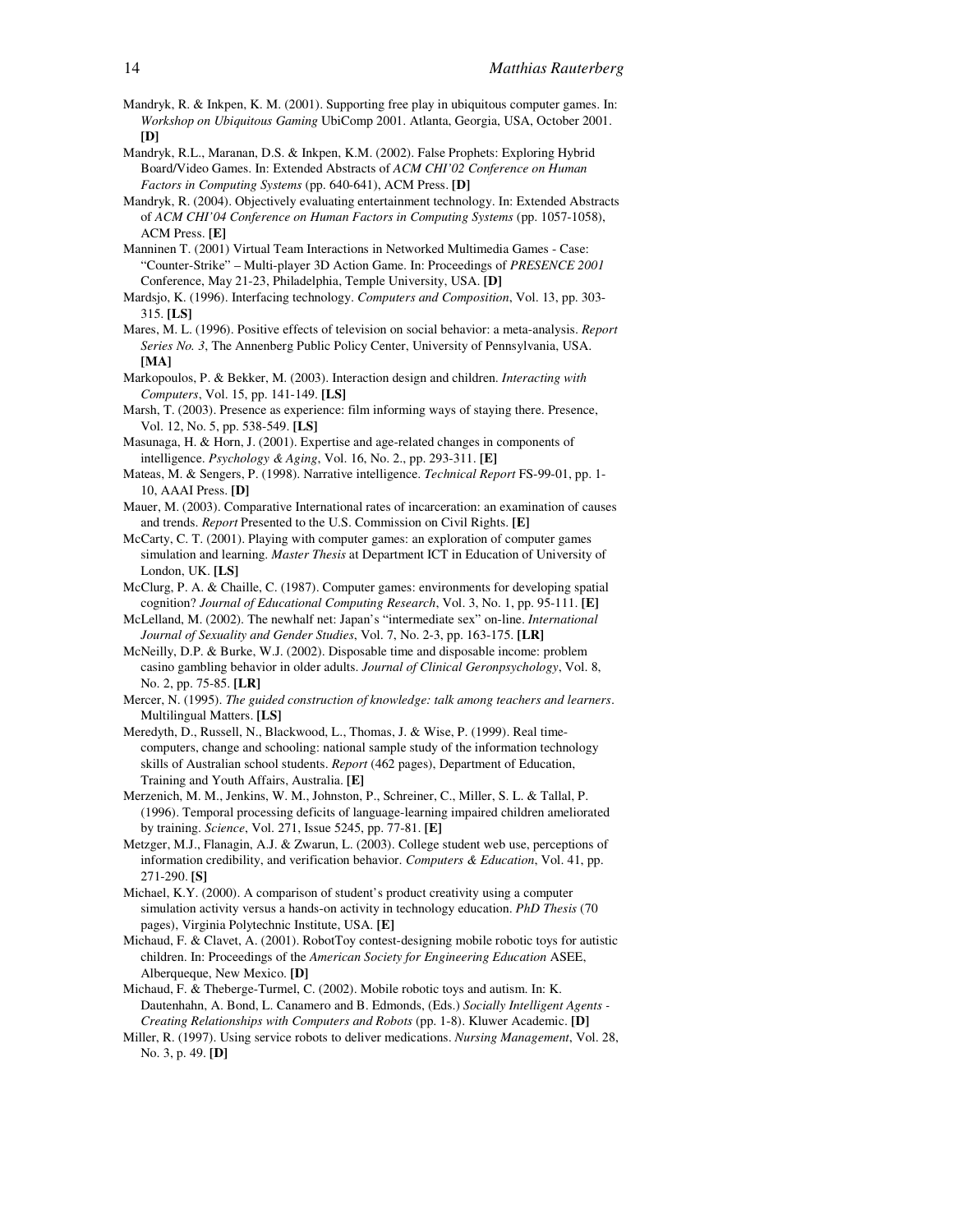Mandryk, R. & Inkpen, K. M. (2001). Supporting free play in ubiquitous computer games. In: *Workshop on Ubiquitous Gaming* UbiComp 2001. Atlanta, Georgia, USA, October 2001. **[D]**

Mandryk, R.L., Maranan, D.S. & Inkpen, K.M. (2002). False Prophets: Exploring Hybrid Board/Video Games. In: Extended Abstracts of *ACM CHI'02 Conference on Human Factors in Computing Systems* (pp. 640-641), ACM Press. **[D]**

Mandryk, R. (2004). Objectively evaluating entertainment technology. In: Extended Abstracts of *ACM CHI'04 Conference on Human Factors in Computing Systems* (pp. 1057-1058), ACM Press. **[E]**

Manninen T. (2001) Virtual Team Interactions in Networked Multimedia Games - Case: "Counter-Strike" – Multi-player 3D Action Game. In: Proceedings of *PRESENCE 2001* Conference, May 21-23, Philadelphia, Temple University, USA. **[D]**

Mardsjo, K. (1996). Interfacing technology. *Computers and Composition*, Vol. 13, pp. 303-315. **[LS]**

Mares, M. L. (1996). Positive effects of television on social behavior: a meta-analysis. *Report Series No. 3*, The Annenberg Public Policy Center, University of Pennsylvania, USA. **[MA]**

Markopoulos, P. & Bekker, M. (2003). Interaction design and children. *Interacting with Computers*, Vol. 15, pp. 141-149. **[LS]**

Marsh, T. (2003). Presence as experience: film informing ways of staying there. Presence, Vol. 12, No. 5, pp. 538-549. **[LS]**

Masunaga, H. & Horn, J. (2001). Expertise and age-related changes in components of intelligence. *Psychology & Aging*, Vol. 16, No. 2., pp. 293-311. **[E]**

Mateas, M. & Sengers, P. (1998). Narrative intelligence. *Technical Report* FS-99-01, pp. 1-10, AAAI Press. **[D]**

Mauer, M. (2003). Comparative International rates of incarceration: an examination of causes and trends. *Report* Presented to the U.S. Commission on Civil Rights. **[E]**

McCarty, C. T. (2001). Playing with computer games: an exploration of computer games simulation and learning. *Master Thesis* at Department ICT in Education of University of London, UK. **[LS]**

McClurg, P. A. & Chaille, C. (1987). Computer games: environments for developing spatial cognition? *Journal of Educational Computing Research*, Vol. 3, No. 1, pp. 95-111. **[E]**

McLelland, M. (2002). The newhalf net: Japan's "intermediate sex" on-line. *International Journal of Sexuality and Gender Studies*, Vol. 7, No. 2-3, pp. 163-175. **[LR]**

McNeilly, D.P. & Burke, W.J. (2002). Disposable time and disposable income: problem casino gambling behavior in older adults. *Journal of Clinical Geronpsychology*, Vol. 8, No. 2, pp. 75-85. **[LR]**

Mercer, N. (1995). *The guided construction of knowledge: talk among teachers and learners*. Multilingual Matters. **[LS]**

Meredyth, D., Russell, N., Blackwood, L., Thomas, J. & Wise, P. (1999). Real time-computers, change and schooling: national sample study of the information technology skills of Australian school students. *Report* (462 pages), Department of Education, Training and Youth Affairs, Australia. **[E]**

Merzenich, M. M., Jenkins, W. M., Johnston, P., Schreiner, C., Miller, S. L. & Tallal, P. (1996). Temporal processing deficits of language-learning impaired children ameliorated by training. *Science*, Vol. 271, Issue 5245, pp. 77-81. **[E]**

Metzger, M.J., Flanagin, A.J. & Zwarun, L. (2003). College student web use, perceptions of information credibility, and verification behavior. *Computers & Education*, Vol. 41, pp. 271-290. **[S]**

Michael, K.Y. (2000). A comparison of student's product creativity using a computer simulation activity versus a hands-on activity in technology education. *PhD Thesis* (70 pages), Virginia Polytechnic Institute, USA. **[E]**

Michaud, F. & Clavet, A. (2001). RobotToy contest-designing mobile robotic toys for autistic children. In: Proceedings of the *American Society for Engineering Education* ASEE, Alberqueque, New Mexico. **[D]**

Michaud, F. & Theberge-Turmel, C. (2002). Mobile robotic toys and autism. In: K. Dautenhahn, A. Bond, L. Canamero and B. Edmonds, (Eds.) *Socially Intelligent Agents - Creating Relationships with Computers and Robots* (pp. 1-8). Kluwer Academic. **[D]**

Miller, R. (1997). Using service robots to deliver medications. *Nursing Management*, Vol. 28, No. 3, p. 49. **[D]**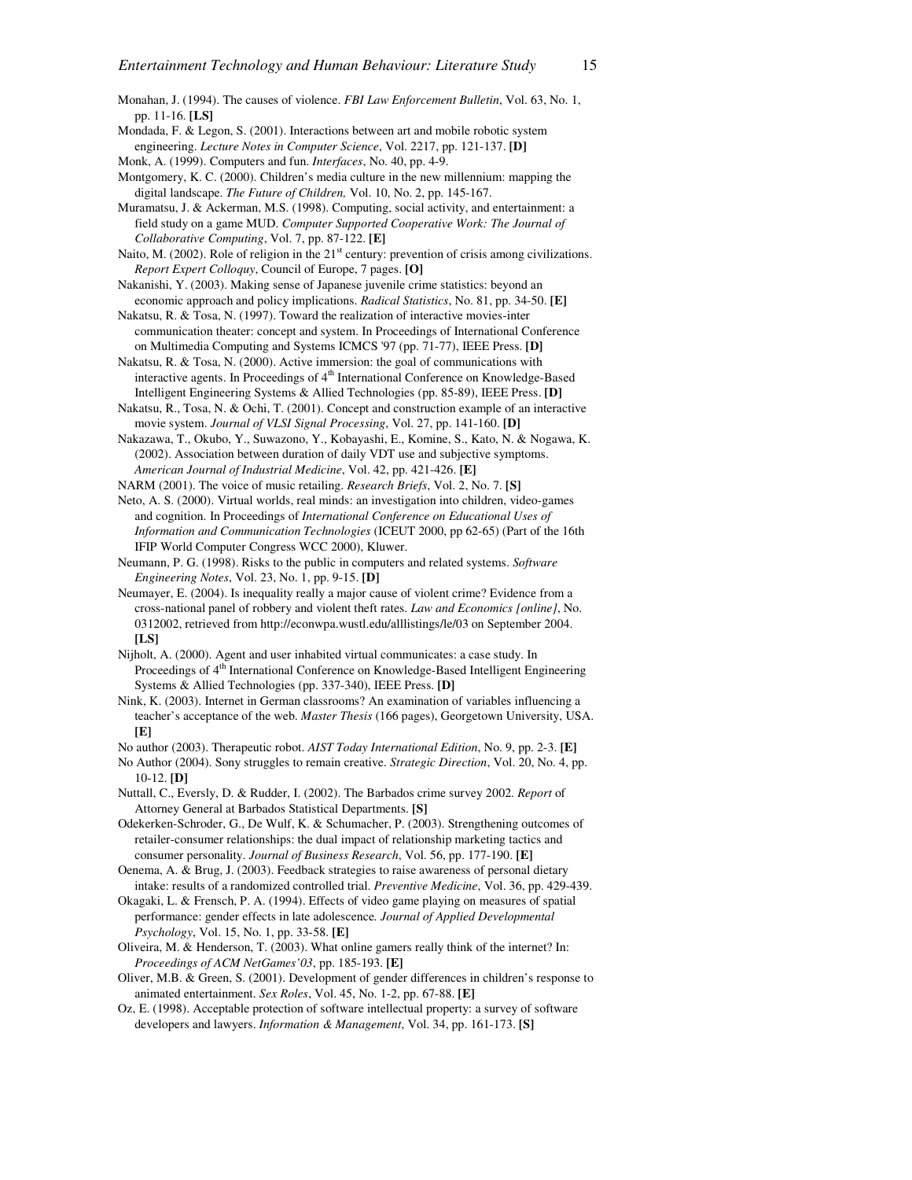Monahan, J. (1994). The causes of violence. *FBI Law Enforcement Bulletin*, Vol. 63, No. 1, pp. 11-16. **[LS]**

Mondada, F. & Legon, S. (2001). Interactions between art and mobile robotic system engineering. *Lecture Notes in Computer Science*, Vol. 2217, pp. 121-137. **[D]**

Monk, A. (1999). Computers and fun. *Interfaces*, No. 40, pp. 4-9.

Montgomery, K. C. (2000). Children's media culture in the new millennium: mapping the digital landscape. *The Future of Children,* Vol. 10, No. 2, pp. 145-167.

Muramatsu, J. & Ackerman, M.S. (1998). Computing, social activity, and entertainment: a field study on a game MUD. *Computer Supported Cooperative Work: The Journal of Collaborative Computing*, Vol. 7, pp. 87-122. **[E]**

Naito, M. (2002). Role of religion in the 21st century: prevention of crisis among civilizations. *Report Expert Colloquy*, Council of Europe, 7 pages. **[O]**

Nakanishi, Y. (2003). Making sense of Japanese juvenile crime statistics: beyond an economic approach and policy implications. *Radical Statistics*, No. 81, pp. 34-50. **[E]**

Nakatsu, R. & Tosa, N. (1997). Toward the realization of interactive movies-inter communication theater: concept and system. In Proceedings of International Conference on Multimedia Computing and Systems ICMCS '97 (pp. 71-77), IEEE Press. **[D]**

Nakatsu, R. & Tosa, N. (2000). Active immersion: the goal of communications with interactive agents. In Proceedings of 4th International Conference on Knowledge-Based Intelligent Engineering Systems & Allied Technologies (pp. 85-89), IEEE Press. **[D]**

Nakatsu, R., Tosa, N. & Ochi, T. (2001). Concept and construction example of an interactive movie system. *Journal of VLSI Signal Processing*, Vol. 27, pp. 141-160. **[D]**

Nakazawa, T., Okubo, Y., Suwazono, Y., Kobayashi, E., Komine, S., Kato, N. & Nogawa, K. (2002). Association between duration of daily VDT use and subjective symptoms. *American Journal of Industrial Medicine*, Vol. 42, pp. 421-426. **[E]**

NARM (2001). The voice of music retailing. *Research Briefs*, Vol. 2, No. 7. **[S]**

Neto, A. S. (2000). Virtual worlds, real minds: an investigation into children, video-games and cognition. In Proceedings of *International Conference on Educational Uses of Information and Communication Technologies* (ICEUT 2000, pp 62-65) (Part of the 16th IFIP World Computer Congress WCC 2000), Kluwer.

Neumann, P. G. (1998). Risks to the public in computers and related systems. *Software Engineering Notes*, Vol. 23, No. 1, pp. 9-15. **[D]**

Neumayer, E. (2004). Is inequality really a major cause of violent crime? Evidence from a cross-national panel of robbery and violent theft rates. *Law and Economics [online]*, No. 0312002, retrieved from http://econwpa.wustl.edu/alllistings/le/03 on September 2004. **[LS]**

Nijholt, A. (2000). Agent and user inhabited virtual communicates: a case study. In Proceedings of 4th International Conference on Knowledge-Based Intelligent Engineering Systems & Allied Technologies (pp. 337-340), IEEE Press. **[D]**

Nink, K. (2003). Internet in German classrooms? An examination of variables influencing a teacher's acceptance of the web. *Master Thesis* (166 pages), Georgetown University, USA. **[E]**

No author (2003). Therapeutic robot. *AIST Today International Edition*, No. 9, pp. 2-3. **[E]**

No Author (2004). Sony struggles to remain creative. *Strategic Direction*, Vol. 20, No. 4, pp. 10-12. **[D]**

Nuttall, C., Eversly, D. & Rudder, I. (2002). The Barbados crime survey 2002. *Report* of Attorney General at Barbados Statistical Departments. **[S]**

Odekerken-Schroder, G., De Wulf, K. & Schumacher, P. (2003). Strengthening outcomes of retailer-consumer relationships: the dual impact of relationship marketing tactics and consumer personality. *Journal of Business Research*, Vol. 56, pp. 177-190. **[E]**

Oenema, A. & Brug, J. (2003). Feedback strategies to raise awareness of personal dietary intake: results of a randomized controlled trial. *Preventive Medicine*, Vol. 36, pp. 429-439.

Okagaki, L. & Frensch, P. A. (1994). Effects of video game playing on measures of spatial performance: gender effects in late adolescence*. Journal of Applied Developmental Psychology*, Vol. 15, No. 1, pp. 33-58. **[E]**

Oliveira, M. & Henderson, T. (2003). What online gamers really think of the internet? In: *Proceedings of ACM NetGames'03*, pp. 185-193. **[E]**

Oliver, M.B. & Green, S. (2001). Development of gender differences in children's response to animated entertainment. *Sex Roles*, Vol. 45, No. 1-2, pp. 67-88. **[E]**

Oz, E. (1998). Acceptable protection of software intellectual property: a survey of software developers and lawyers. *Information & Management*, Vol. 34, pp. 161-173. **[S]**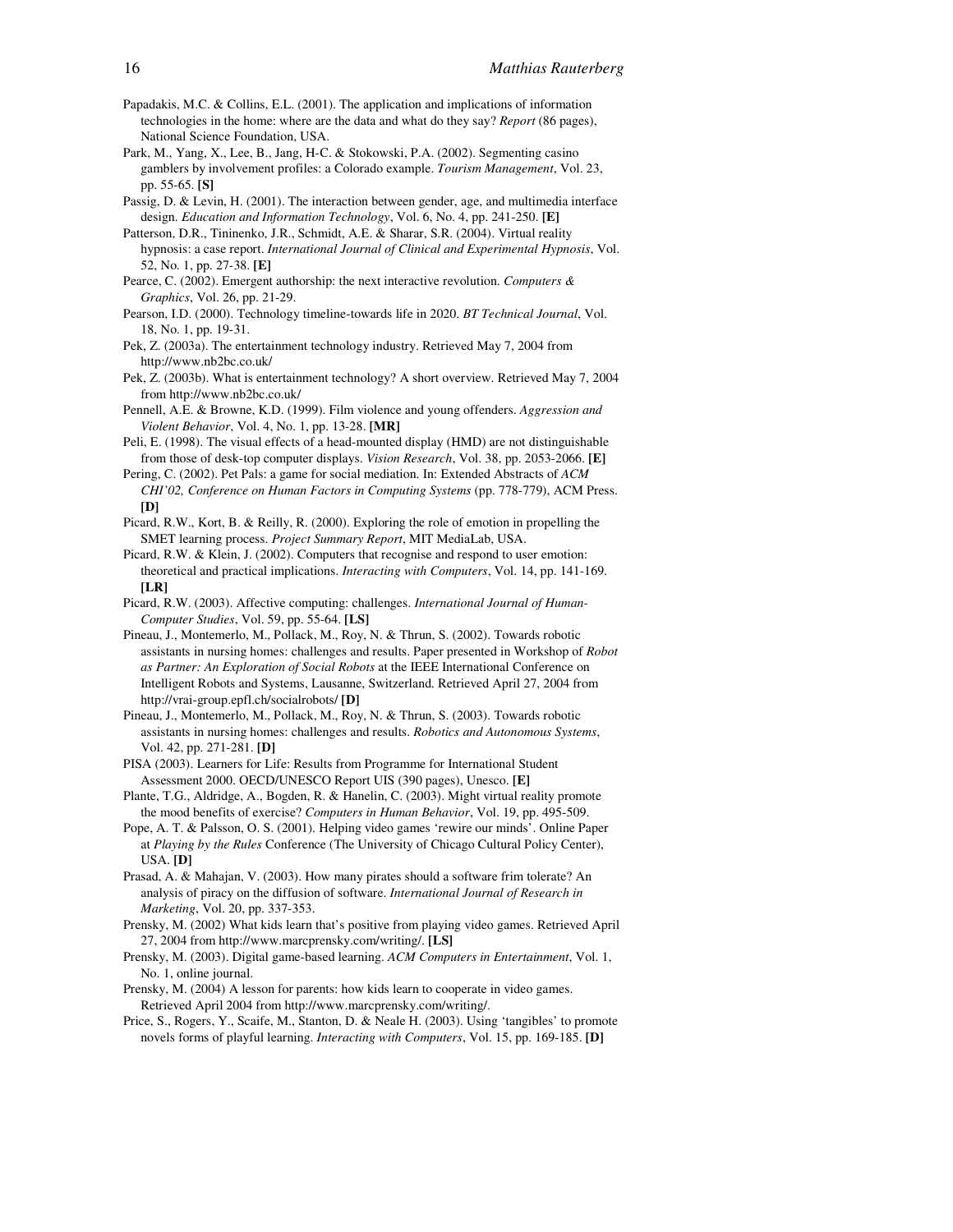Papadakis, M.C. & Collins, E.L. (2001). The application and implications of information technologies in the home: where are the data and what do they say? *Report* (86 pages), National Science Foundation, USA.

Park, M., Yang, X., Lee, B., Jang, H-C. & Stokowski, P.A. (2002). Segmenting casino gamblers by involvement profiles: a Colorado example. *Tourism Management*, Vol. 23, pp. 55-65. **[S]**

Passig, D. & Levin, H. (2001). The interaction between gender, age, and multimedia interface design. *Education and Information Technology*, Vol. 6, No. 4, pp. 241-250. **[E]**

Patterson, D.R., Tininenko, J.R., Schmidt, A.E. & Sharar, S.R. (2004). Virtual reality hypnosis: a case report. *International Journal of Clinical and Experimental Hypnosis*, Vol. 52, No. 1, pp. 27-38. **[E]**

Pearce, C. (2002). Emergent authorship: the next interactive revolution. *Computers & Graphics*, Vol. 26, pp. 21-29.

Pearson, I.D. (2000). Technology timeline-towards life in 2020. *BT Technical Journal*, Vol. 18, No. 1, pp. 19-31.

Pek, Z. (2003a). The entertainment technology industry. Retrieved May 7, 2004 from http://www.nb2bc.co.uk/

Pek, Z. (2003b). What is entertainment technology? A short overview. Retrieved May 7, 2004 from http://www.nb2bc.co.uk/

Pennell, A.E. & Browne, K.D. (1999). Film violence and young offenders. *Aggression and Violent Behavior*, Vol. 4, No. 1, pp. 13-28. **[MR]**

Peli, E. (1998). The visual effects of a head-mounted display (HMD) are not distinguishable from those of desk-top computer displays. *Vision Research*, Vol. 38, pp. 2053-2066. **[E]**

Pering, C. (2002). Pet Pals: a game for social mediation. In: Extended Abstracts of *ACM CHI'02, Conference on Human Factors in Computing Systems* (pp. 778-779), ACM Press. **[D]**

Picard, R.W., Kort, B. & Reilly, R. (2000). Exploring the role of emotion in propelling the SMET learning process. *Project Summary Report*, MIT MediaLab, USA.

Picard, R.W. & Klein, J. (2002). Computers that recognise and respond to user emotion: theoretical and practical implications. *Interacting with Computers*, Vol. 14, pp. 141-169. **[LR]**

Picard, R.W. (2003). Affective computing: challenges. *International Journal of Human-Computer Studies*, Vol. 59, pp. 55-64. **[LS]**

Pineau, J., Montemerlo, M., Pollack, M., Roy, N. & Thrun, S. (2002). Towards robotic assistants in nursing homes: challenges and results. Paper presented in Workshop of *Robot as Partner: An Exploration of Social Robots* at the IEEE International Conference on Intelligent Robots and Systems, Lausanne, Switzerland. Retrieved April 27, 2004 from http://vrai-group.epfl.ch/socialrobots/ **[D]**

Pineau, J., Montemerlo, M., Pollack, M., Roy, N. & Thrun, S. (2003). Towards robotic assistants in nursing homes: challenges and results. *Robotics and Autonomous Systems*, Vol. 42, pp. 271-281. **[D]**

PISA (2003). Learners for Life: Results from Programme for International Student Assessment 2000. OECD/UNESCO Report UIS (390 pages), Unesco. **[E]**

Plante, T.G., Aldridge, A., Bogden, R. & Hanelin, C. (2003). Might virtual reality promote the mood benefits of exercise? *Computers in Human Behavior*, Vol. 19, pp. 495-509.

Pope, A. T. & Palsson, O. S. (2001). Helping video games 'rewire our minds'. Online Paper at *Playing by the Rules* Conference (The University of Chicago Cultural Policy Center), USA. **[D]**

Prasad, A. & Mahajan, V. (2003). How many pirates should a software frim tolerate? An analysis of piracy on the diffusion of software. *International Journal of Research in Marketing*, Vol. 20, pp. 337-353.

Prensky, M. (2002) What kids learn that's positive from playing video games. Retrieved April 27, 2004 from http://www.marcprensky.com/writing/. **[LS]**

Prensky, M. (2003). Digital game-based learning. *ACM Computers in Entertainment*, Vol. 1, No. 1, online journal.

Prensky, M. (2004) A lesson for parents: how kids learn to cooperate in video games. Retrieved April 2004 from http://www.marcprensky.com/writing/.

Price, S., Rogers, Y., Scaife, M., Stanton, D. & Neale H. (2003). Using 'tangibles' to promote novels forms of playful learning. *Interacting with Computers*, Vol. 15, pp. 169-185. **[D]**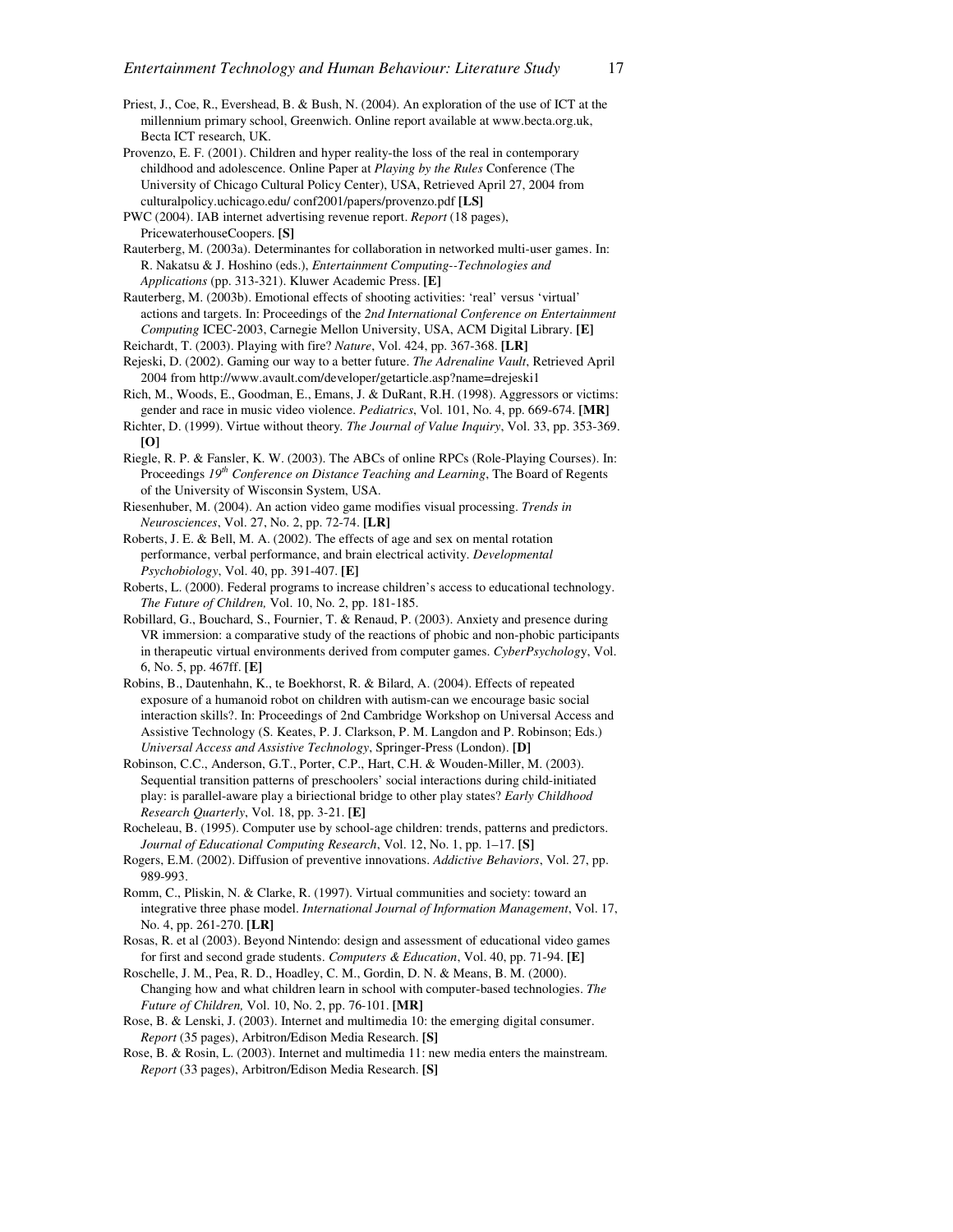Priest, J., Coe, R., Evershead, B. & Bush, N. (2004). An exploration of the use of ICT at the millennium primary school, Greenwich. Online report available at www.becta.org.uk, Becta ICT research, UK.

Provenzo, E. F. (2001). Children and hyper reality-the loss of the real in contemporary childhood and adolescence. Online Paper at *Playing by the Rules* Conference (The University of Chicago Cultural Policy Center), USA, Retrieved April 27, 2004 from culturalpolicy.uchicago.edu/ conf2001/papers/provenzo.pdf **[LS]**

PWC (2004). IAB internet advertising revenue report. *Report* (18 pages), PricewaterhouseCoopers. **[S]**

Rauterberg, M. (2003a). Determinantes for collaboration in networked multi-user games. In: R. Nakatsu & J. Hoshino (eds.), *Entertainment Computing--Technologies and Applications* (pp. 313-321). Kluwer Academic Press. **[E]**

Rauterberg, M. (2003b). Emotional effects of shooting activities: 'real' versus 'virtual' actions and targets. In: Proceedings of the *2nd International Conference on Entertainment Computing* ICEC-2003, Carnegie Mellon University, USA, ACM Digital Library. **[E]**

Reichardt, T. (2003). Playing with fire? *Nature*, Vol. 424, pp. 367-368. **[LR]**

Rejeski, D. (2002). Gaming our way to a better future. *The Adrenaline Vault*, Retrieved April 2004 from http://www.avault.com/developer/getarticle.asp?name=drejeski1

Rich, M., Woods, E., Goodman, E., Emans, J. & DuRant, R.H. (1998). Aggressors or victims: gender and race in music video violence. *Pediatrics*, Vol. 101, No. 4, pp. 669-674. **[MR]**

Richter, D. (1999). Virtue without theory. *The Journal of Value Inquiry*, Vol. 33, pp. 353-369. **[O]**

Riegle, R. P. & Fansler, K. W. (2003). The ABCs of online RPCs (Role-Playing Courses). In: Proceedings *19th Conference on Distance Teaching and Learning*, The Board of Regents of the University of Wisconsin System, USA.

Riesenhuber, M. (2004). An action video game modifies visual processing. *Trends in Neurosciences*, Vol. 27, No. 2, pp. 72-74. **[LR]**

Roberts, J. E. & Bell, M. A. (2002). The effects of age and sex on mental rotation performance, verbal performance, and brain electrical activity. *Developmental Psychobiology*, Vol. 40, pp. 391-407. **[E]**

Roberts, L. (2000). Federal programs to increase children's access to educational technology. *The Future of Children,* Vol. 10, No. 2, pp. 181-185.

Robillard, G., Bouchard, S., Fournier, T. & Renaud, P. (2003). Anxiety and presence during VR immersion: a comparative study of the reactions of phobic and non-phobic participants in therapeutic virtual environments derived from computer games. *CyberPsychology*, Vol. 6, No. 5, pp. 467ff. **[E]**

Robins, B., Dautenhahn, K., te Boekhorst, R. & Bilard, A. (2004). Effects of repeated exposure of a humanoid robot on children with autism-can we encourage basic social interaction skills?. In: Proceedings of 2nd Cambridge Workshop on Universal Access and Assistive Technology (S. Keates, P. J. Clarkson, P. M. Langdon and P. Robinson; Eds.) *Universal Access and Assistive Technology*, Springer-Press (London). **[D]**

Robinson, C.C., Anderson, G.T., Porter, C.P., Hart, C.H. & Wouden-Miller, M. (2003). Sequential transition patterns of preschoolers' social interactions during child-initiated play: is parallel-aware play a biriectional bridge to other play states? *Early Childhood Research Quarterly*, Vol. 18, pp. 3-21. **[E]**

Rocheleau, B. (1995). Computer use by school-age children: trends, patterns and predictors. *Journal of Educational Computing Research*, Vol. 12, No. 1, pp. 1–17. **[S]**

Rogers, E.M. (2002). Diffusion of preventive innovations. *Addictive Behaviors*, Vol. 27, pp. 989-993.

Romm, C., Pliskin, N. & Clarke, R. (1997). Virtual communities and society: toward an integrative three phase model. *International Journal of Information Management*, Vol. 17, No. 4, pp. 261-270. **[LR]**

Rosas, R. et al (2003). Beyond Nintendo: design and assessment of educational video games for first and second grade students. *Computers & Education*, Vol. 40, pp. 71-94. **[E]**

Roschelle, J. M., Pea, R. D., Hoadley, C. M., Gordin, D. N. & Means, B. M. (2000). Changing how and what children learn in school with computer-based technologies. *The Future of Children,* Vol. 10, No. 2, pp. 76-101. **[MR]**

Rose, B. & Lenski, J. (2003). Internet and multimedia 10: the emerging digital consumer. *Report* (35 pages), Arbitron/Edison Media Research. **[S]**

Rose, B. & Rosin, L. (2003). Internet and multimedia 11: new media enters the mainstream. *Report* (33 pages), Arbitron/Edison Media Research. **[S]**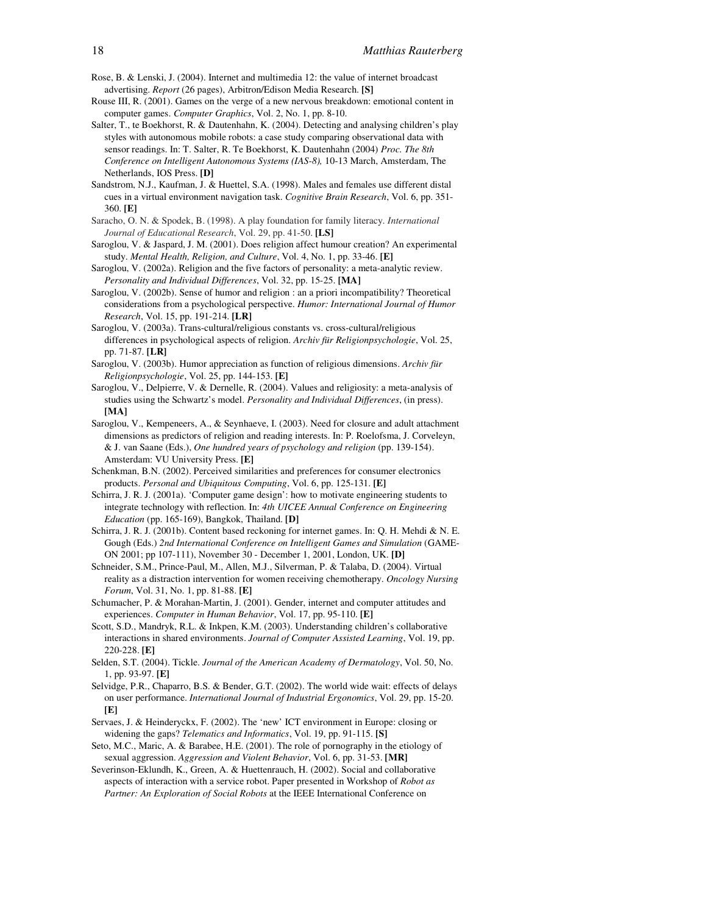Rose, B. & Lenski, J. (2004). Internet and multimedia 12: the value of internet broadcast advertising. *Report* (26 pages), Arbitron/Edison Media Research. **[S]**

Rouse III, R. (2001). Games on the verge of a new nervous breakdown: emotional content in computer games. *Computer Graphics*, Vol. 2, No. 1, pp. 8-10.

Salter, T., te Boekhorst, R. & Dautenhahn, K. (2004). Detecting and analysing children's play styles with autonomous mobile robots: a case study comparing observational data with sensor readings. In: T. Salter, R. Te Boekhorst, K. Dautenhahn (2004) *Proc. The 8th Conference on Intelligent Autonomous Systems (IAS-8),* 10-13 March, Amsterdam, The Netherlands, IOS Press. **[D]**

Sandstrom, N.J., Kaufman, J. & Huettel, S.A. (1998). Males and females use different distal cues in a virtual environment navigation task. *Cognitive Brain Research*, Vol. 6, pp. 351-360. **[E]**

Saracho, O. N. & Spodek, B. (1998). A play foundation for family literacy. *International Journal of Educational Research*, Vol. 29, pp. 41-50. **[LS]**

Saroglou, V. & Jaspard, J. M. (2001). Does religion affect humour creation? An experimental study. *Mental Health, Religion, and Culture*, Vol. 4, No. 1, pp. 33-46. **[E]**

Saroglou, V. (2002a). Religion and the five factors of personality: a meta-analytic review. *Personality and Individual Differences*, Vol. 32, pp. 15-25. **[MA]**

Saroglou, V. (2002b). Sense of humor and religion : an a priori incompatibility? Theoretical considerations from a psychological perspective. *Humor: International Journal of Humor Research*, Vol. 15, pp. 191-214. **[LR]**

Saroglou, V. (2003a). Trans-cultural/religious constants vs. cross-cultural/religious differences in psychological aspects of religion. *Archiv für Religionpsychologie*, Vol. 25, pp. 71-87. **[LR]**

Saroglou, V. (2003b). Humor appreciation as function of religious dimensions. *Archiv für Religionpsychologie*, Vol. 25, pp. 144-153. **[E]**

Saroglou, V., Delpierre, V. & Dernelle, R. (2004). Values and religiosity: a meta-analysis of studies using the Schwartz's model. *Personality and Individual Differences*, (in press). **[MA]**

Saroglou, V., Kempeneers, A., & Seynhaeve, I. (2003). Need for closure and adult attachment dimensions as predictors of religion and reading interests. In: P. Roelofsma, J. Corveleyn, & J. van Saane (Eds.), *One hundred years of psychology and religion* (pp. 139-154). Amsterdam: VU University Press. **[E]**

Schenkman, B.N. (2002). Perceived similarities and preferences for consumer electronics products. *Personal and Ubiquitous Computing*, Vol. 6, pp. 125-131. **[E]**

Schirra, J. R. J. (2001a). 'Computer game design': how to motivate engineering students to integrate technology with reflection. In: *4th UICEE Annual Conference on Engineering Education* (pp. 165-169), Bangkok, Thailand. **[D]**

Schirra, J. R. J. (2001b). Content based reckoning for internet games. In: Q. H. Mehdi & N. E. Gough (Eds.) *2nd International Conference on Intelligent Games and Simulation* (GAME-ON 2001; pp 107-111), November 30 - December 1, 2001, London, UK. **[D]**

Schneider, S.M., Prince-Paul, M., Allen, M.J., Silverman, P. & Talaba, D. (2004). Virtual reality as a distraction intervention for women receiving chemotherapy. *Oncology Nursing Forum*, Vol. 31, No. 1, pp. 81-88. **[E]**

Schumacher, P. & Morahan-Martin, J. (2001). Gender, internet and computer attitudes and experiences. *Computer in Human Behavior*, Vol. 17, pp. 95-110. **[E]**

Scott, S.D., Mandryk, R.L. & Inkpen, K.M. (2003). Understanding children's collaborative interactions in shared environments. *Journal of Computer Assisted Learning*, Vol. 19, pp. 220-228. **[E]**

Selden, S.T. (2004). Tickle. *Journal of the American Academy of Dermatology*, Vol. 50, No. 1, pp. 93-97. **[E]**

Selvidge, P.R., Chaparro, B.S. & Bender, G.T. (2002). The world wide wait: effects of delays on user performance. *International Journal of Industrial Ergonomics*, Vol. 29, pp. 15-20. **[E]**

Servaes, J. & Heinderyckx, F. (2002). The 'new' ICT environment in Europe: closing or widening the gaps? *Telematics and Informatics*, Vol. 19, pp. 91-115. **[S]**

Seto, M.C., Maric, A. & Barabee, H.E. (2001). The role of pornography in the etiology of sexual aggression. *Aggression and Violent Behavior*, Vol. 6, pp. 31-53. **[MR]**

Severinson-Eklundh, K., Green, A. & Huettenrauch, H. (2002). Social and collaborative aspects of interaction with a service robot. Paper presented in Workshop of *Robot as Partner: An Exploration of Social Robots* at the IEEE International Conference on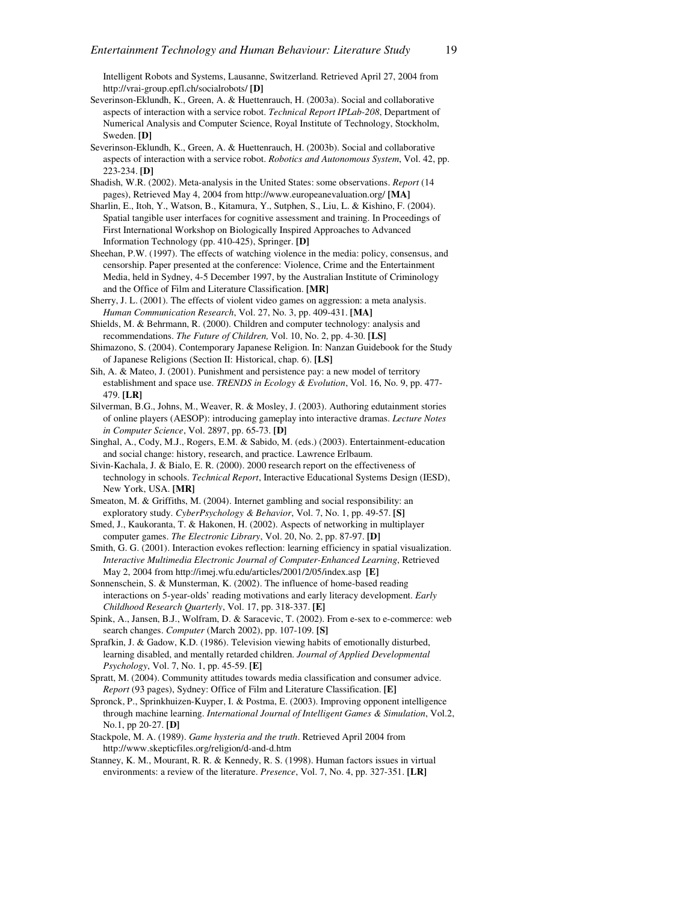Intelligent Robots and Systems, Lausanne, Switzerland. Retrieved April 27, 2004 from http://vrai-group.epfl.ch/socialrobots/ **[D]**

Severinson-Eklundh, K., Green, A. & Huettenrauch, H. (2003a). Social and collaborative aspects of interaction with a service robot. *Technical Report IPLab-208*, Department of Numerical Analysis and Computer Science, Royal Institute of Technology, Stockholm, Sweden. **[D]**

Severinson-Eklundh, K., Green, A. & Huettenrauch, H. (2003b). Social and collaborative aspects of interaction with a service robot. *Robotics and Autonomous System*, Vol. 42, pp. 223-234. **[D]**

Shadish, W.R. (2002). Meta-analysis in the United States: some observations. *Report* (14 pages), Retrieved May 4, 2004 from http://www.europeanevaluation.org/ **[MA]**

Sharlin, E., Itoh, Y., Watson, B., Kitamura, Y., Sutphen, S., Liu, L. & Kishino, F. (2004). Spatial tangible user interfaces for cognitive assessment and training. In Proceedings of First International Workshop on Biologically Inspired Approaches to Advanced Information Technology (pp. 410-425), Springer. **[D]**

Sheehan, P.W. (1997). The effects of watching violence in the media: policy, consensus, and censorship. Paper presented at the conference: Violence, Crime and the Entertainment Media, held in Sydney, 4-5 December 1997, by the Australian Institute of Criminology and the Office of Film and Literature Classification. **[MR]**

Sherry, J. L. (2001). The effects of violent video games on aggression: a meta analysis. *Human Communication Research*, Vol. 27, No. 3, pp. 409-431. **[MA]**

Shields, M. & Behrmann, R. (2000). Children and computer technology: analysis and recommendations. *The Future of Children,* Vol. 10, No. 2, pp. 4-30. **[LS]**

Shimazono, S. (2004). Contemporary Japanese Religion. In: Nanzan Guidebook for the Study of Japanese Religions (Section II: Historical, chap. 6). **[LS]**

Sih, A. & Mateo, J. (2001). Punishment and persistence pay: a new model of territory establishment and space use. *TRENDS in Ecology & Evolution*, Vol. 16, No. 9, pp. 477-479. **[LR]**

Silverman, B.G., Johns, M., Weaver, R. & Mosley, J. (2003). Authoring edutainment stories of online players (AESOP): introducing gameplay into interactive dramas. *Lecture Notes in Computer Science*, Vol. 2897, pp. 65-73. **[D]**

Singhal, A., Cody, M.J., Rogers, E.M. & Sabido, M. (eds.) (2003). Entertainment-education and social change: history, research, and practice. Lawrence Erlbaum.

Sivin-Kachala, J. & Bialo, E. R. (2000). 2000 research report on the effectiveness of technology in schools. *Technical Report*, Interactive Educational Systems Design (IESD), New York, USA. **[MR]**

Smeaton, M. & Griffiths, M. (2004). Internet gambling and social responsibility: an exploratory study. *CyberPsychology & Behavior*, Vol. 7, No. 1, pp. 49-57. **[S]**

Smed, J., Kaukoranta, T. & Hakonen, H. (2002). Aspects of networking in multiplayer computer games. *The Electronic Library*, Vol. 20, No. 2, pp. 87-97. **[D]**

Smith, G. G. (2001). Interaction evokes reflection: learning efficiency in spatial visualization. *Interactive Multimedia Electronic Journal of Computer-Enhanced Learning*, Retrieved May 2, 2004 from http://imej.wfu.edu/articles/2001/2/05/index.asp **[E]**

Sonnenschein, S. & Munsterman, K. (2002). The influence of home-based reading interactions on 5-year-olds' reading motivations and early literacy development. *Early Childhood Research Quarterly*, Vol. 17, pp. 318-337. **[E]**

Spink, A., Jansen, B.J., Wolfram, D. & Saracevic, T. (2002). From e-sex to e-commerce: web search changes. *Computer* (March 2002), pp. 107-109. **[S]**

Sprafkin, J. & Gadow, K.D. (1986). Television viewing habits of emotionally disturbed, learning disabled, and mentally retarded children. *Journal of Applied Developmental Psychology*, Vol. 7, No. 1, pp. 45-59. **[E]**

Spratt, M. (2004). Community attitudes towards media classification and consumer advice. *Report* (93 pages), Sydney: Office of Film and Literature Classification. **[E]**

Spronck, P., Sprinkhuizen-Kuyper, I. & Postma, E. (2003). Improving opponent intelligence through machine learning. *International Journal of Intelligent Games & Simulation*, Vol.2, No.1, pp 20-27. **[D]**

Stackpole, M. A. (1989). *Game hysteria and the truth*. Retrieved April 2004 from http://www.skepticfiles.org/religion/d-and-d.htm

Stanney, K. M., Mourant, R. R. & Kennedy, R. S. (1998). Human factors issues in virtual environments: a review of the literature. *Presence*, Vol. 7, No. 4, pp. 327-351. **[LR]**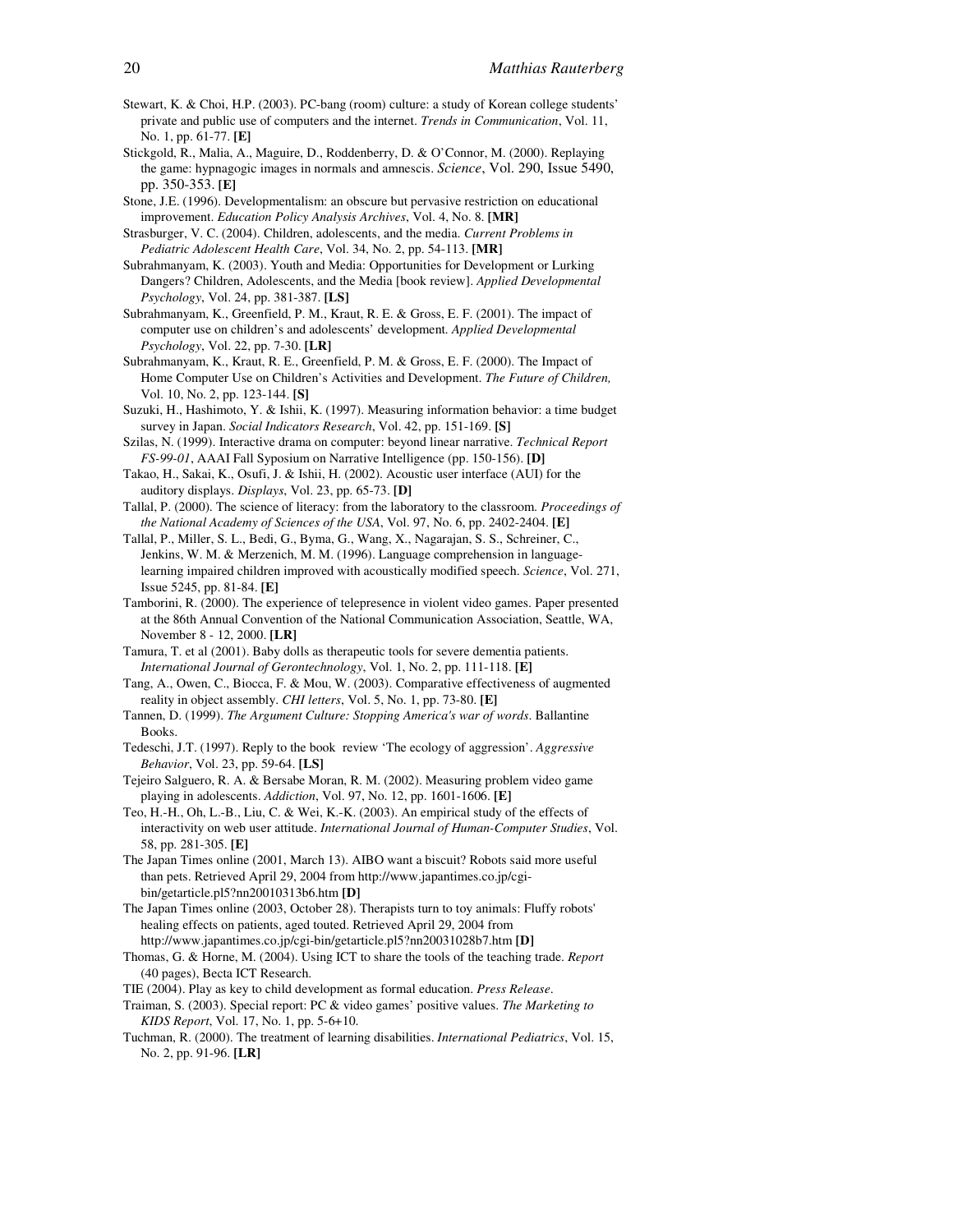Stewart, K. & Choi, H.P. (2003). PC-bang (room) culture: a study of Korean college students' private and public use of computers and the internet. *Trends in Communication*, Vol. 11, No. 1, pp. 61-77. **[E]**

Stickgold, R., Malia, A., Maguire, D., Roddenberry, D. & O'Connor, M. (2000). Replaying the game: hypnagogic images in normals and amnescis. *Science*, Vol. 290, Issue 5490, pp. 350-353. **[E]**

Stone, J.E. (1996). Developmentalism: an obscure but pervasive restriction on educational improvement. *Education Policy Analysis Archives*, Vol. 4, No. 8. **[MR]**

Strasburger, V. C. (2004). Children, adolescents, and the media. *Current Problems in Pediatric Adolescent Health Care*, Vol. 34, No. 2, pp. 54-113. **[MR]**

Subrahmanyam, K. (2003). Youth and Media: Opportunities for Development or Lurking Dangers? Children, Adolescents, and the Media [book review]. *Applied Developmental Psychology*, Vol. 24, pp. 381-387. **[LS]**

Subrahmanyam, K., Greenfield, P. M., Kraut, R. E. & Gross, E. F. (2001). The impact of computer use on children's and adolescents' development. *Applied Developmental Psychology*, Vol. 22, pp. 7-30. **[LR]**

Subrahmanyam, K., Kraut, R. E., Greenfield, P. M. & Gross, E. F. (2000). The Impact of Home Computer Use on Children's Activities and Development. *The Future of Children,* Vol. 10, No. 2, pp. 123-144. **[S]**

Suzuki, H., Hashimoto, Y. & Ishii, K. (1997). Measuring information behavior: a time budget survey in Japan. *Social Indicators Research*, Vol. 42, pp. 151-169. **[S]**

Szilas, N. (1999). Interactive drama on computer: beyond linear narrative. *Technical Report FS-99-01*, AAAI Fall Syposium on Narrative Intelligence (pp. 150-156). **[D]**

Takao, H., Sakai, K., Osufi, J. & Ishii, H. (2002). Acoustic user interface (AUI) for the auditory displays. *Displays*, Vol. 23, pp. 65-73. **[D]**

Tallal, P. (2000). The science of literacy: from the laboratory to the classroom. *Proceedings of the National Academy of Sciences of the USA*, Vol. 97, No. 6, pp. 2402-2404. **[E]**

Tallal, P., Miller, S. L., Bedi, G., Byma, G., Wang, X., Nagarajan, S. S., Schreiner, C., Jenkins, W. M. & Merzenich, M. M. (1996). Language comprehension in language-learning impaired children improved with acoustically modified speech. *Science*, Vol. 271, Issue 5245, pp. 81-84. **[E]**

Tamborini, R. (2000). The experience of telepresence in violent video games. Paper presented at the 86th Annual Convention of the National Communication Association, Seattle, WA, November 8 - 12, 2000. **[LR]**

Tamura, T. et al (2001). Baby dolls as therapeutic tools for severe dementia patients. *International Journal of Gerontechnology*, Vol. 1, No. 2, pp. 111-118. **[E]**

Tang, A., Owen, C., Biocca, F. & Mou, W. (2003). Comparative effectiveness of augmented reality in object assembly. *CHI letters*, Vol. 5, No. 1, pp. 73-80. **[E]**

Tannen, D. (1999). *The Argument Culture: Stopping America's war of words*. Ballantine Books.

Tedeschi, J.T. (1997). Reply to the book review 'The ecology of aggression'. *Aggressive Behavior*, Vol. 23, pp. 59-64. **[LS]**

Tejeiro Salguero, R. A. & Bersabe Moran, R. M. (2002). Measuring problem video game playing in adolescents. *Addiction*, Vol. 97, No. 12, pp. 1601-1606. **[E]**

Teo, H.-H., Oh, L.-B., Liu, C. & Wei, K.-K. (2003). An empirical study of the effects of interactivity on web user attitude. *International Journal of Human-Computer Studies*, Vol. 58, pp. 281-305. **[E]**

The Japan Times online (2001, March 13). AIBO want a biscuit? Robots said more useful than pets. Retrieved April 29, 2004 from http://www.japantimes.co.jp/cgi-bin/getarticle.pl5?nn20010313b6.htm **[D]**

The Japan Times online (2003, October 28). Therapists turn to toy animals: Fluffy robots' healing effects on patients, aged touted. Retrieved April 29, 2004 from http://www.japantimes.co.jp/cgi-bin/getarticle.pl5?nn20031028b7.htm **[D]**

Thomas, G. & Horne, M. (2004). Using ICT to share the tools of the teaching trade. *Report* (40 pages), Becta ICT Research.

TIE (2004). Play as key to child development as formal education. *Press Release*.

Traiman, S. (2003). Special report: PC & video games' positive values. *The Marketing to KIDS Report*, Vol. 17, No. 1, pp. 5-6+10.

Tuchman, R. (2000). The treatment of learning disabilities. *International Pediatrics*, Vol. 15, No. 2, pp. 91-96. **[LR]**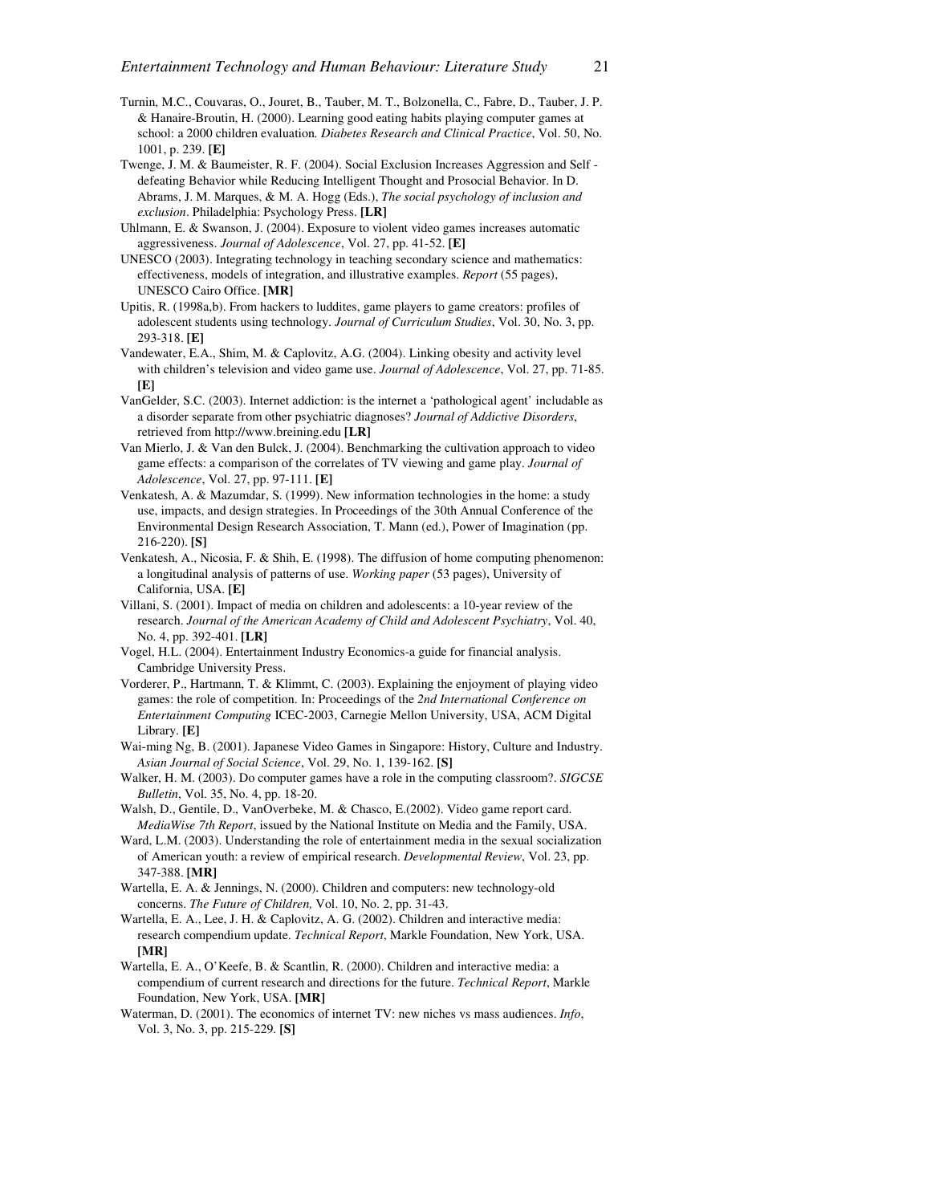Turnin, M.C., Couvaras, O., Jouret, B., Tauber, M. T., Bolzonella, C., Fabre, D., Tauber, J. P. & Hanaire-Broutin, H. (2000). Learning good eating habits playing computer games at school: a 2000 children evaluation. *Diabetes Research and Clinical Practice*, Vol. 50, No. 1001, p. 239. **[E]**

Twenge, J. M. & Baumeister, R. F. (2004). Social Exclusion Increases Aggression and Self - defeating Behavior while Reducing Intelligent Thought and Prosocial Behavior. In D. Abrams, J. M. Marques, & M. A. Hogg (Eds.), *The social psychology of inclusion and exclusion*. Philadelphia: Psychology Press. **[LR]**

Uhlmann, E. & Swanson, J. (2004). Exposure to violent video games increases automatic aggressiveness. *Journal of Adolescence*, Vol. 27, pp. 41-52. **[E]**

UNESCO (2003). Integrating technology in teaching secondary science and mathematics: effectiveness, models of integration, and illustrative examples. *Report* (55 pages), UNESCO Cairo Office. **[MR]**

Upitis, R. (1998a,b). From hackers to luddites, game players to game creators: profiles of adolescent students using technology. *Journal of Curriculum Studies*, Vol. 30, No. 3, pp. 293-318. **[E]**

Vandewater, E.A., Shim, M. & Caplovitz, A.G. (2004). Linking obesity and activity level with children's television and video game use. *Journal of Adolescence*, Vol. 27, pp. 71-85. **[E]**

VanGelder, S.C. (2003). Internet addiction: is the internet a 'pathological agent' includable as a disorder separate from other psychiatric diagnoses? *Journal of Addictive Disorders*, retrieved from http://www.breining.edu **[LR]**

Van Mierlo, J. & Van den Bulck, J. (2004). Benchmarking the cultivation approach to video game effects: a comparison of the correlates of TV viewing and game play. *Journal of Adolescence*, Vol. 27, pp. 97-111. **[E]**

Venkatesh, A. & Mazumdar, S. (1999). New information technologies in the home: a study use, impacts, and design strategies. In Proceedings of the 30th Annual Conference of the Environmental Design Research Association, T. Mann (ed.), Power of Imagination (pp. 216-220). **[S]**

Venkatesh, A., Nicosia, F. & Shih, E. (1998). The diffusion of home computing phenomenon: a longitudinal analysis of patterns of use. *Working paper* (53 pages), University of California, USA. **[E]**

Villani, S. (2001). Impact of media on children and adolescents: a 10-year review of the research. *Journal of the American Academy of Child and Adolescent Psychiatry*, Vol. 40, No. 4, pp. 392-401. **[LR]**

Vogel, H.L. (2004). Entertainment Industry Economics-a guide for financial analysis. Cambridge University Press.

Vorderer, P., Hartmann, T. & Klimmt, C. (2003). Explaining the enjoyment of playing video games: the role of competition. In: Proceedings of the *2nd International Conference on Entertainment Computing* ICEC-2003, Carnegie Mellon University, USA, ACM Digital Library. **[E]**

Wai-ming Ng, B. (2001). Japanese Video Games in Singapore: History, Culture and Industry. *Asian Journal of Social Science*, Vol. 29, No. 1, 139-162. **[S]**

Walker, H. M. (2003). Do computer games have a role in the computing classroom?. *SIGCSE Bulletin*, Vol. 35, No. 4, pp. 18-20.

Walsh, D., Gentile, D., VanOverbeke, M. & Chasco, E.(2002). Video game report card. *MediaWise 7th Report*, issued by the National Institute on Media and the Family, USA.

Ward, L.M. (2003). Understanding the role of entertainment media in the sexual socialization of American youth: a review of empirical research. *Developmental Review*, Vol. 23, pp. 347-388. **[MR]**

Wartella, E. A. & Jennings, N. (2000). Children and computers: new technology-old concerns. *The Future of Children,* Vol. 10, No. 2, pp. 31-43.

Wartella, E. A., Lee, J. H. & Caplovitz, A. G. (2002). Children and interactive media: research compendium update. *Technical Report*, Markle Foundation, New York, USA. **[MR]**

Wartella, E. A., O'Keefe, B. & Scantlin, R. (2000). Children and interactive media: a compendium of current research and directions for the future. *Technical Report*, Markle Foundation, New York, USA. **[MR]**

Waterman, D. (2001). The economics of internet TV: new niches vs mass audiences. *Info*, Vol. 3, No. 3, pp. 215-229. **[S]**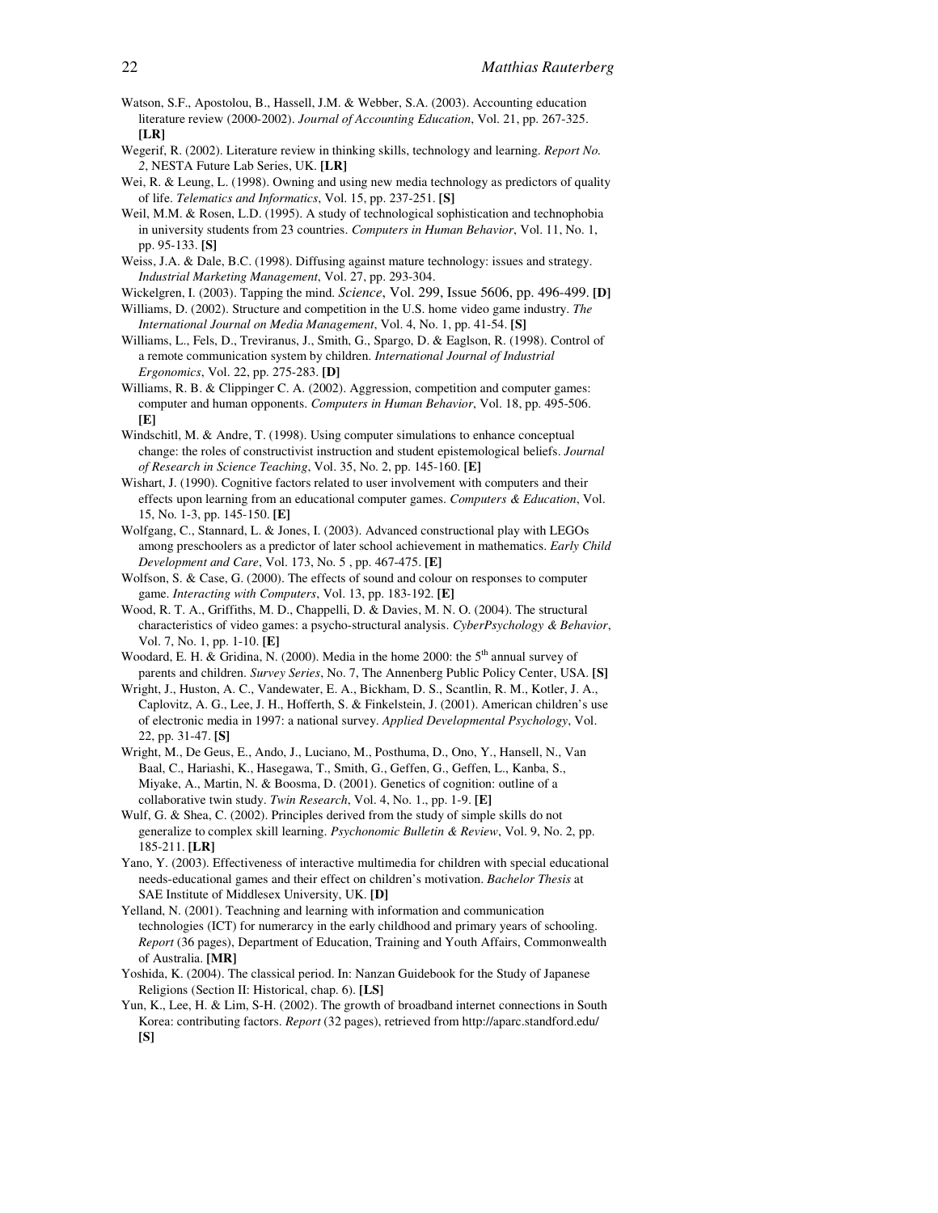Watson, S.F., Apostolou, B., Hassell, J.M. & Webber, S.A. (2003). Accounting education literature review (2000-2002). *Journal of Accounting Education*, Vol. 21, pp. 267-325. **[LR]**

Wegerif, R. (2002). Literature review in thinking skills, technology and learning. *Report No. 2*, NESTA Future Lab Series, UK. **[LR]**

Wei, R. & Leung, L. (1998). Owning and using new media technology as predictors of quality of life. *Telematics and Informatics*, Vol. 15, pp. 237-251. **[S]**

Weil, M.M. & Rosen, L.D. (1995). A study of technological sophistication and technophobia in university students from 23 countries. *Computers in Human Behavior*, Vol. 11, No. 1, pp. 95-133. **[S]**

Weiss, J.A. & Dale, B.C. (1998). Diffusing against mature technology: issues and strategy. *Industrial Marketing Management*, Vol. 27, pp. 293-304.

Wickelgren, I. (2003). Tapping the mind. *Science*, Vol. 299, Issue 5606, pp. 496-499. **[D]**

Williams, D. (2002). Structure and competition in the U.S. home video game industry. *The International Journal on Media Management*, Vol. 4, No. 1, pp. 41-54. **[S]**

Williams, L., Fels, D., Treviranus, J., Smith, G., Spargo, D. & Eaglson, R. (1998). Control of a remote communication system by children. *International Journal of Industrial Ergonomics*, Vol. 22, pp. 275-283. **[D]**

Williams, R. B. & Clippinger C. A. (2002). Aggression, competition and computer games: computer and human opponents. *Computers in Human Behavior*, Vol. 18, pp. 495-506. **[E]**

Windschitl, M. & Andre, T. (1998). Using computer simulations to enhance conceptual change: the roles of constructivist instruction and student epistemological beliefs. *Journal of Research in Science Teaching*, Vol. 35, No. 2, pp. 145-160. **[E]**

Wishart, J. (1990). Cognitive factors related to user involvement with computers and their effects upon learning from an educational computer games. *Computers & Education*, Vol. 15, No. 1-3, pp. 145-150. **[E]**

Wolfgang, C., Stannard, L. & Jones, I. (2003). Advanced constructional play with LEGOs among preschoolers as a predictor of later school achievement in mathematics. *Early Child Development and Care*, Vol. 173, No. 5 , pp. 467-475. **[E]**

Wolfson, S. & Case, G. (2000). The effects of sound and colour on responses to computer game. *Interacting with Computers*, Vol. 13, pp. 183-192. **[E]**

Wood, R. T. A., Griffiths, M. D., Chappelli, D. & Davies, M. N. O. (2004). The structural characteristics of video games: a psycho-structural analysis. *CyberPsychology & Behavior*, Vol. 7, No. 1, pp. 1-10. **[E]**

Woodard, E. H. & Gridina, N. (2000). Media in the home 2000: the 5th annual survey of parents and children. *Survey Series*, No. 7, The Annenberg Public Policy Center, USA. **[S]**

Wright, J., Huston, A. C., Vandewater, E. A., Bickham, D. S., Scantlin, R. M., Kotler, J. A., Caplovitz, A. G., Lee, J. H., Hofferth, S. & Finkelstein, J. (2001). American children's use of electronic media in 1997: a national survey. *Applied Developmental Psychology*, Vol. 22, pp. 31-47. **[S]**

Wright, M., De Geus, E., Ando, J., Luciano, M., Posthuma, D., Ono, Y., Hansell, N., Van Baal, C., Hariashi, K., Hasegawa, T., Smith, G., Geffen, G., Geffen, L., Kanba, S., Miyake, A., Martin, N. & Boosma, D. (2001). Genetics of cognition: outline of a collaborative twin study. *Twin Research*, Vol. 4, No. 1., pp. 1-9. **[E]**

Wulf, G. & Shea, C. (2002). Principles derived from the study of simple skills do not generalize to complex skill learning. *Psychonomic Bulletin & Review*, Vol. 9, No. 2, pp. 185-211. **[LR]**

Yano, Y. (2003). Effectiveness of interactive multimedia for children with special educational needs-educational games and their effect on children's motivation. *Bachelor Thesis* at SAE Institute of Middlesex University, UK. **[D]**

Yelland, N. (2001). Teachning and learning with information and communication technologies (ICT) for numeracy in the early childhood and primary years of schooling. *Report* (36 pages), Department of Education, Training and Youth Affairs, Commonwealth of Australia. **[MR]**

Yoshida, K. (2004). The classical period. In: Nanzan Guidebook for the Study of Japanese Religions (Section II: Historical, chap. 6). **[LS]**

Yun, K., Lee, H. & Lim, S-H. (2002). The growth of broadband internet connections in South Korea: contributing factors. *Report* (32 pages), retrieved from http://aparc.standford.edu/ **[S]**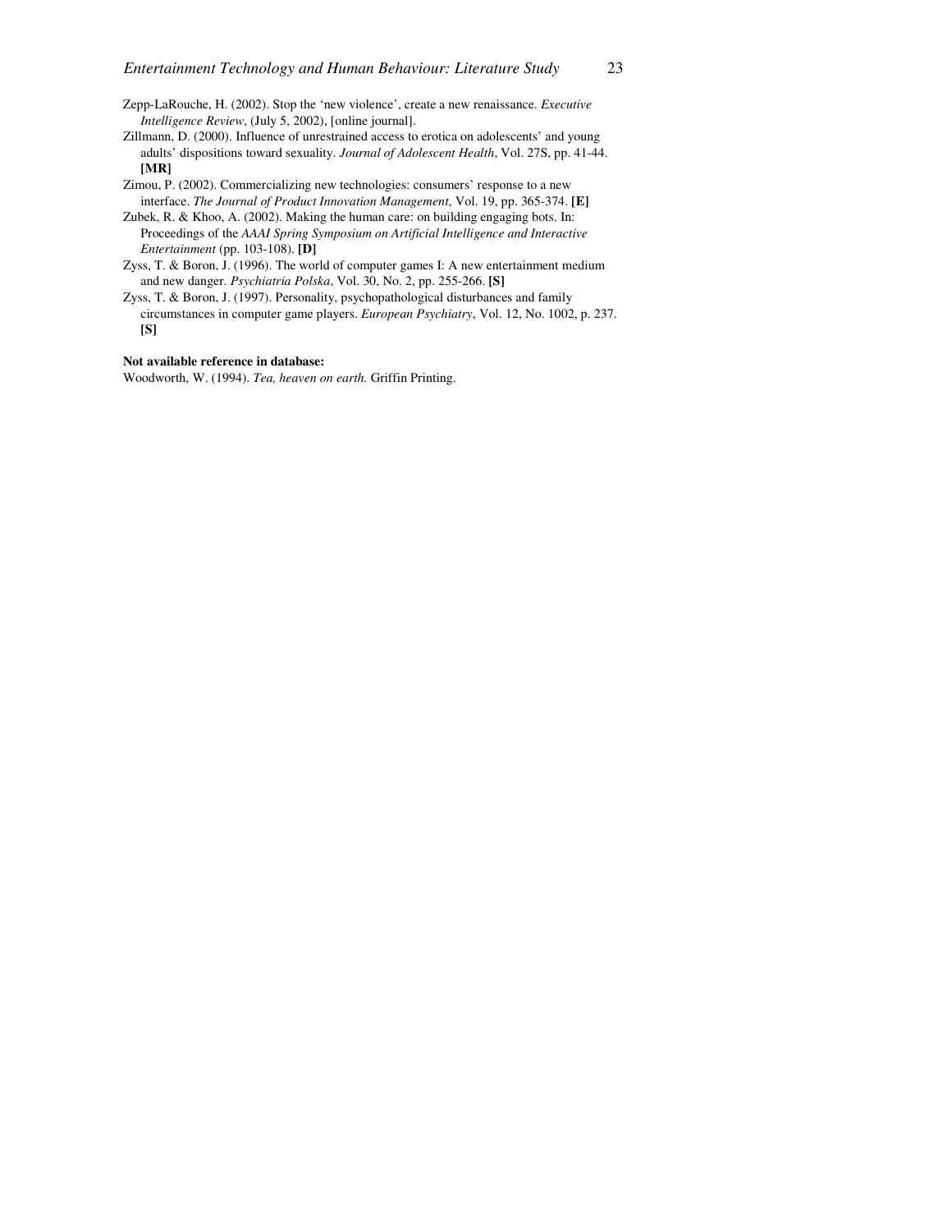Zepp-LaRouche, H. (2002). Stop the 'new violence', create a new renaissance. *Executive Intelligence Review*, (July 5, 2002), [online journal].

Zillmann, D. (2000). Influence of unrestrained access to erotica on adolescents' and young adults' dispositions toward sexuality. *Journal of Adolescent Health*, Vol. 27S, pp. 41-44. **[MR]**

Zimou, P. (2002). Commercializing new technologies: consumers' response to a new interface. *The Journal of Product Innovation Management*, Vol. 19, pp. 365-374. **[E]**

Zubek, R. & Khoo, A. (2002). Making the human care: on building engaging bots. In: Proceedings of the *AAAI Spring Symposium on Artificial Intelligence and Interactive Entertainment* (pp. 103-108). **[D]**

Zyss, T. & Boron, J. (1996). The world of computer games I: A new entertainment medium and new danger. *Psychiatria Polska*, Vol. 30, No. 2, pp. 255-266. **[S]**

Zyss, T. & Boron, J. (1997). Personality, psychopathological disturbances and family circumstances in computer game players. *European Psychiatry*, Vol. 12, No. 1002, p. 237. **[S]**

**Not available reference in database:**

Woodworth, W. (1994). *Tea, heaven on earth.* Griffin Printing.